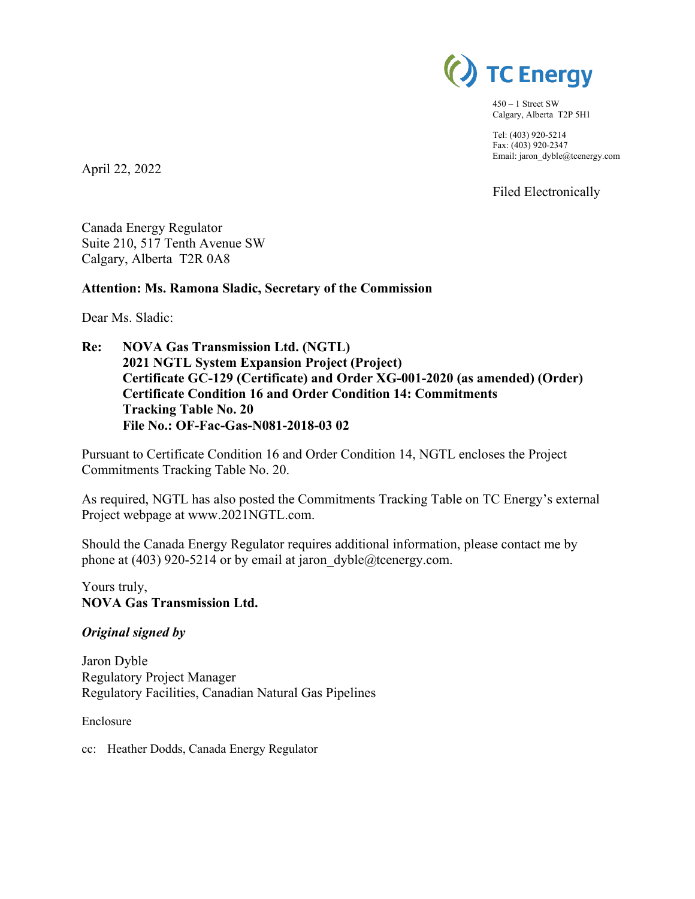TC Energy

450 – 1 Street SW
Calgary, Alberta T2P 5H1

Tel: (403) 920-5214
Fax: (403) 920-2347
Email: jaron_dyble@tcenergy.com

April 22, 2022

Filed Electronically

Canada Energy Regulator
Suite 210, 517 Tenth Avenue SW
Calgary, Alberta T2R 0A8

**Attention: Ms. Ramona Sladic, Secretary of the Commission**

Dear Ms. Sladic:

**Re: NOVA Gas Transmission Ltd. (NGTL)**
**2021 NGTL System Expansion Project (Project)**
**Certificate GC-129 (Certificate) and Order XG-001-2020 (as amended) (Order)**
**Certificate Condition 16 and Order Condition 14: Commitments Tracking Table No. 20**
**File No.: OF-Fac-Gas-N081-2018-03 02**

Pursuant to Certificate Condition 16 and Order Condition 14, NGTL encloses the Project Commitments Tracking Table No. 20.

As required, NGTL has also posted the Commitments Tracking Table on TC Energy's external Project webpage at www.2021NGTL.com.

Should the Canada Energy Regulator requires additional information, please contact me by phone at (403) 920-5214 or by email at jaron_dyble@tcenergy.com.

Yours truly,
**NOVA Gas Transmission Ltd.**

***Original signed by***

Jaron Dyble
Regulatory Project Manager
Regulatory Facilities, Canadian Natural Gas Pipelines

Enclosure

cc: Heather Dodds, Canada Energy Regulator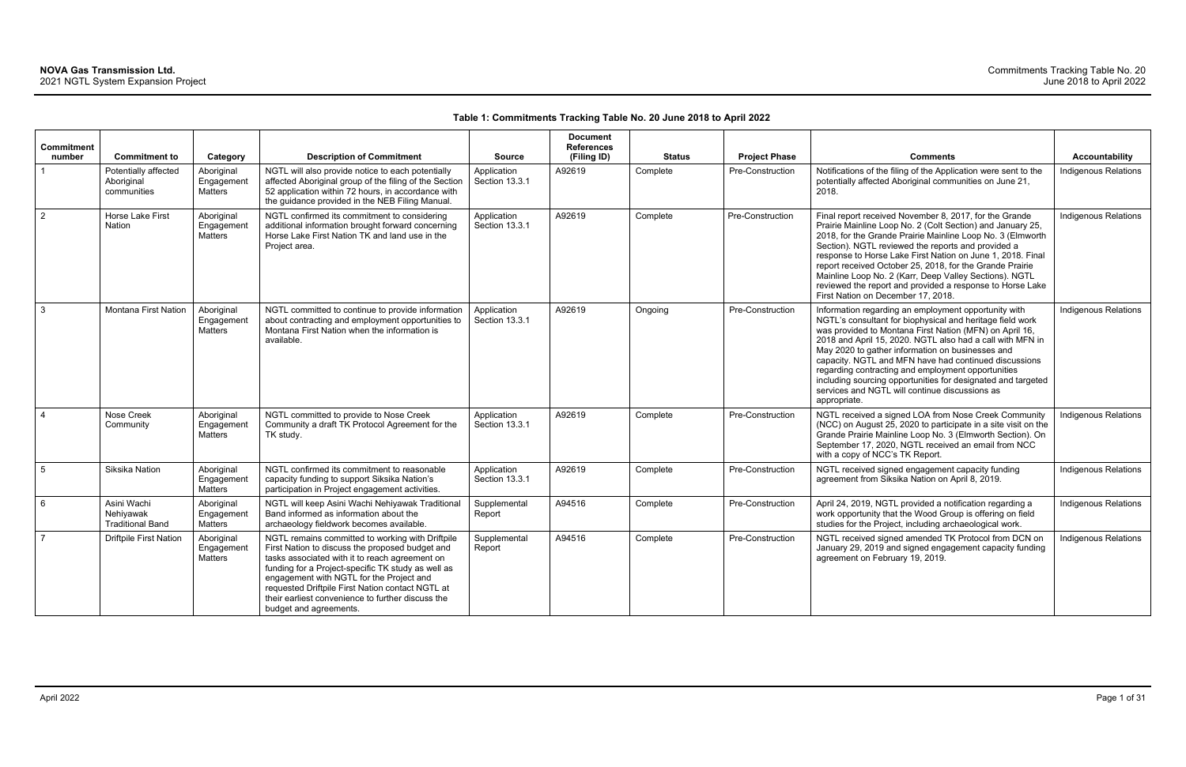**Table 1: Commitments Tracking Table No. 20 June 2018 to April 2022**

| Commitment number | Commitment to | Category | Description of Commitment | Source | Document References (Filing ID) | Status | Project Phase | Comments | Accountability |
|---|---|---|---|---|---|---|---|---|---|
| 1 | Potentially affected Aboriginal communities | Aboriginal Engagement Matters | NGTL will also provide notice to each potentially affected Aboriginal group of the filing of the Section 52 application within 72 hours, in accordance with the guidance provided in the NEB Filing Manual. | Application Section 13.3.1 | A92619 | Complete | Pre-Construction | Notifications of the filing of the Application were sent to the potentially affected Aboriginal communities on June 21, 2018. | Indigenous Relations |
| 2 | Horse Lake First Nation | Aboriginal Engagement Matters | NGTL confirmed its commitment to considering additional information brought forward concerning Horse Lake First Nation TK and land use in the Project area. | Application Section 13.3.1 | A92619 | Complete | Pre-Construction | Final report received November 8, 2017, for the Grande Prairie Mainline Loop No. 2 (Colt Section) and January 25, 2018, for the Grande Prairie Mainline Loop No. 3 (Elmworth Section). NGTL reviewed the reports and provided a response to Horse Lake First Nation on June 1, 2018. Final report received October 25, 2018, for the Grande Prairie Mainline Loop No. 2 (Karr, Deep Valley Sections). NGTL reviewed the report and provided a response to Horse Lake First Nation on December 17, 2018. | Indigenous Relations |
| 3 | Montana First Nation | Aboriginal Engagement Matters | NGTL committed to continue to provide information about contracting and employment opportunities to Montana First Nation when the information is available. | Application Section 13.3.1 | A92619 | Ongoing | Pre-Construction | Information regarding an employment opportunity with NGTL's consultant for biophysical and heritage field work was provided to Montana First Nation (MFN) on April 16, 2018 and April 15, 2020. NGTL also had a call with MFN in May 2020 to gather information on businesses and capacity. NGTL and MFN have had continued discussions regarding contracting and employment opportunities including sourcing opportunities for designated and targeted services and NGTL will continue discussions as appropriate. | Indigenous Relations |
| 4 | Nose Creek Community | Aboriginal Engagement Matters | NGTL committed to provide to Nose Creek Community a draft TK Protocol Agreement for the TK study. | Application Section 13.3.1 | A92619 | Complete | Pre-Construction | NGTL received a signed LOA from Nose Creek Community (NCC) on August 25, 2020 to participate in a site visit on the Grande Prairie Mainline Loop No. 3 (Elmworth Section). On September 17, 2020, NGTL received an email from NCC with a copy of NCC's TK Report. | Indigenous Relations |
| 5 | Siksika Nation | Aboriginal Engagement Matters | NGTL confirmed its commitment to reasonable capacity funding to support Siksika Nation's participation in Project engagement activities. | Application Section 13.3.1 | A92619 | Complete | Pre-Construction | NGTL received signed engagement capacity funding agreement from Siksika Nation on April 8, 2019. | Indigenous Relations |
| 6 | Asini Wachi Nehiyawak Traditional Band | Aboriginal Engagement Matters | NGTL will keep Asini Wachi Nehiyawak Traditional Band informed as information about the archaeology fieldwork becomes available. | Supplemental Report | A94516 | Complete | Pre-Construction | April 24, 2019, NGTL provided a notification regarding a work opportunity that the Wood Group is offering on field studies for the Project, including archaeological work. | Indigenous Relations |
| 7 | Driftpile First Nation | Aboriginal Engagement Matters | NGTL remains committed to working with Driftpile First Nation to discuss the proposed budget and tasks associated with it to reach agreement on funding for a Project-specific TK study as well as engagement with NGTL for the Project and requested Driftpile First Nation contact NGTL at their earliest convenience to further discuss the budget and agreements. | Supplemental Report | A94516 | Complete | Pre-Construction | NGTL received signed amended TK Protocol from DCN on January 29, 2019 and signed engagement capacity funding agreement on February 19, 2019. | Indigenous Relations |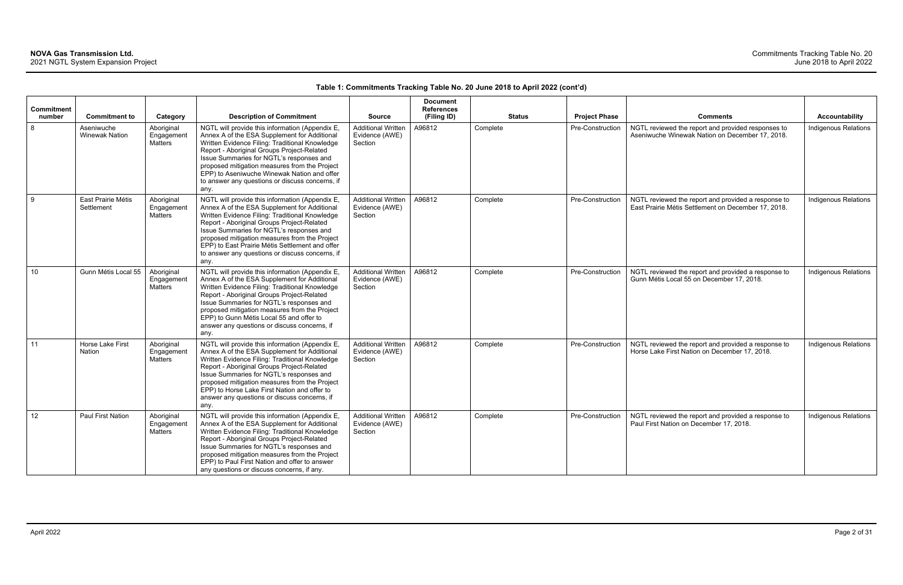**Table 1: Commitments Tracking Table No. 20 June 2018 to April 2022 (cont'd)**

| Commitment number | Commitment to | Category | Description of Commitment | Source | Document References (Filing ID) | Status | Project Phase | Comments | Accountability |
|---|---|---|---|---|---|---|---|---|---|
| 8 | Aseniwuche Winewak Nation | Aboriginal Engagement Matters | NGTL will provide this information (Appendix E, Annex A of the ESA Supplement for Additional Written Evidence Filing: Traditional Knowledge Report - Aboriginal Groups Project-Related Issue Summaries for NGTL's responses and proposed mitigation measures from the Project EPP) to Aseniwuche Winewak Nation and offer to answer any questions or discuss concerns, if any. | Additional Written Evidence (AWE) Section | A96812 | Complete | Pre-Construction | NGTL reviewed the report and provided responses to Aseniwuche Winewak Nation on December 17, 2018. | Indigenous Relations |
| 9 | East Prairie Métis Settlement | Aboriginal Engagement Matters | NGTL will provide this information (Appendix E, Annex A of the ESA Supplement for Additional Written Evidence Filing: Traditional Knowledge Report - Aboriginal Groups Project-Related Issue Summaries for NGTL's responses and proposed mitigation measures from the Project EPP) to East Prairie Métis Settlement and offer to answer any questions or discuss concerns, if any. | Additional Written Evidence (AWE) Section | A96812 | Complete | Pre-Construction | NGTL reviewed the report and provided a response to East Prairie Métis Settlement on December 17, 2018. | Indigenous Relations |
| 10 | Gunn Métis Local 55 | Aboriginal Engagement Matters | NGTL will provide this information (Appendix E, Annex A of the ESA Supplement for Additional Written Evidence Filing: Traditional Knowledge Report - Aboriginal Groups Project-Related Issue Summaries for NGTL's responses and proposed mitigation measures from the Project EPP) to Gunn Métis Local 55 and offer to answer any questions or discuss concerns, if any. | Additional Written Evidence (AWE) Section | A96812 | Complete | Pre-Construction | NGTL reviewed the report and provided a response to Gunn Métis Local 55 on December 17, 2018. | Indigenous Relations |
| 11 | Horse Lake First Nation | Aboriginal Engagement Matters | NGTL will provide this information (Appendix E, Annex A of the ESA Supplement for Additional Written Evidence Filing: Traditional Knowledge Report - Aboriginal Groups Project-Related Issue Summaries for NGTL's responses and proposed mitigation measures from the Project EPP) to Horse Lake First Nation and offer to answer any questions or discuss concerns, if any. | Additional Written Evidence (AWE) Section | A96812 | Complete | Pre-Construction | NGTL reviewed the report and provided a response to Horse Lake First Nation on December 17, 2018. | Indigenous Relations |
| 12 | Paul First Nation | Aboriginal Engagement Matters | NGTL will provide this information (Appendix E, Annex A of the ESA Supplement for Additional Written Evidence Filing: Traditional Knowledge Report - Aboriginal Groups Project-Related Issue Summaries for NGTL's responses and proposed mitigation measures from the Project EPP) to Paul First Nation and offer to answer any questions or discuss concerns, if any. | Additional Written Evidence (AWE) Section | A96812 | Complete | Pre-Construction | NGTL reviewed the report and provided a response to Paul First Nation on December 17, 2018. | Indigenous Relations |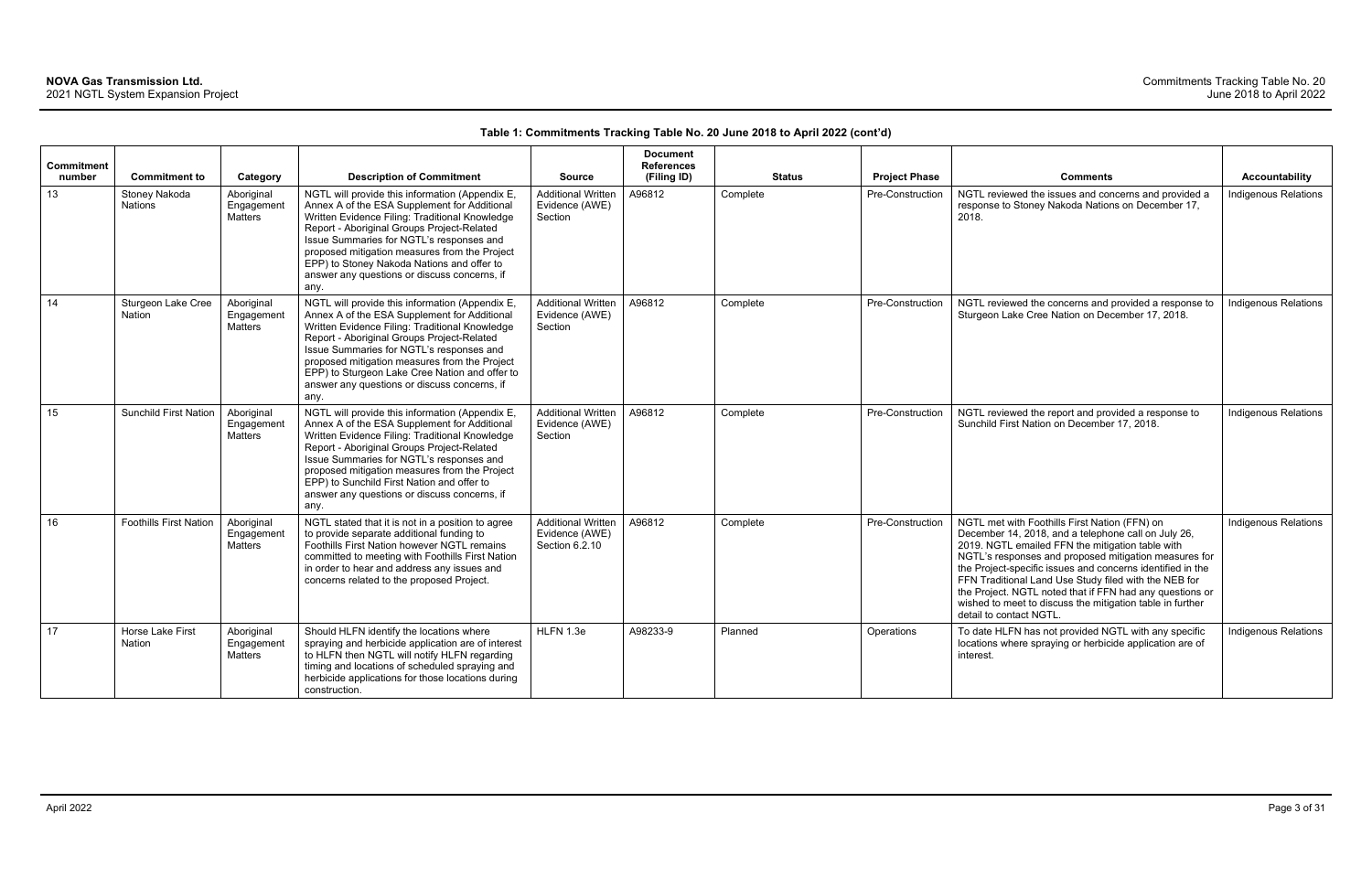**Table 1: Commitments Tracking Table No. 20 June 2018 to April 2022 (cont'd)**

| Commitment number | Commitment to | Category | Description of Commitment | Source | Document References (Filing ID) | Status | Project Phase | Comments | Accountability |
|---|---|---|---|---|---|---|---|---|---|
| 13 | Stoney Nakoda Nations | Aboriginal Engagement Matters | NGTL will provide this information (Appendix E, Annex A of the ESA Supplement for Additional Written Evidence Filing: Traditional Knowledge Report - Aboriginal Groups Project-Related Issue Summaries for NGTL's responses and proposed mitigation measures from the Project EPP) to Stoney Nakoda Nations and offer to answer any questions or discuss concerns, if any. | Additional Written Evidence (AWE) Section | A96812 | Complete | Pre-Construction | NGTL reviewed the issues and concerns and provided a response to Stoney Nakoda Nations on December 17, 2018. | Indigenous Relations |
| 14 | Sturgeon Lake Cree Nation | Aboriginal Engagement Matters | NGTL will provide this information (Appendix E, Annex A of the ESA Supplement for Additional Written Evidence Filing: Traditional Knowledge Report - Aboriginal Groups Project-Related Issue Summaries for NGTL's responses and proposed mitigation measures from the Project EPP) to Sturgeon Lake Cree Nation and offer to answer any questions or discuss concerns, if any. | Additional Written Evidence (AWE) Section | A96812 | Complete | Pre-Construction | NGTL reviewed the concerns and provided a response to Sturgeon Lake Cree Nation on December 17, 2018. | Indigenous Relations |
| 15 | Sunchild First Nation | Aboriginal Engagement Matters | NGTL will provide this information (Appendix E, Annex A of the ESA Supplement for Additional Written Evidence Filing: Traditional Knowledge Report - Aboriginal Groups Project-Related Issue Summaries for NGTL's responses and proposed mitigation measures from the Project EPP) to Sunchild First Nation and offer to answer any questions or discuss concerns, if any. | Additional Written Evidence (AWE) Section | A96812 | Complete | Pre-Construction | NGTL reviewed the report and provided a response to Sunchild First Nation on December 17, 2018. | Indigenous Relations |
| 16 | Foothills First Nation | Aboriginal Engagement Matters | NGTL stated that it is not in a position to agree to provide separate additional funding to Foothills First Nation however NGTL remains committed to meeting with Foothills First Nation in order to hear and address any issues and concerns related to the proposed Project. | Additional Written Evidence (AWE) Section 6.2.10 | A96812 | Complete | Pre-Construction | NGTL met with Foothills First Nation (FFN) on December 14, 2018, and a telephone call on July 26, 2019. NGTL emailed FFN the mitigation table with NGTL's responses and proposed mitigation measures for the Project-specific issues and concerns identified in the FFN Traditional Land Use Study filed with the NEB for the Project. NGTL noted that if FFN had any questions or wished to meet to discuss the mitigation table in further detail to contact NGTL. | Indigenous Relations |
| 17 | Horse Lake First Nation | Aboriginal Engagement Matters | Should HLFN identify the locations where spraying and herbicide application are of interest to HLFN then NGTL will notify HLFN regarding timing and locations of scheduled spraying and herbicide applications for those locations during construction. | HLFN 1.3e | A98233-9 | Planned | Operations | To date HLFN has not provided NGTL with any specific locations where spraying or herbicide application are of interest. | Indigenous Relations |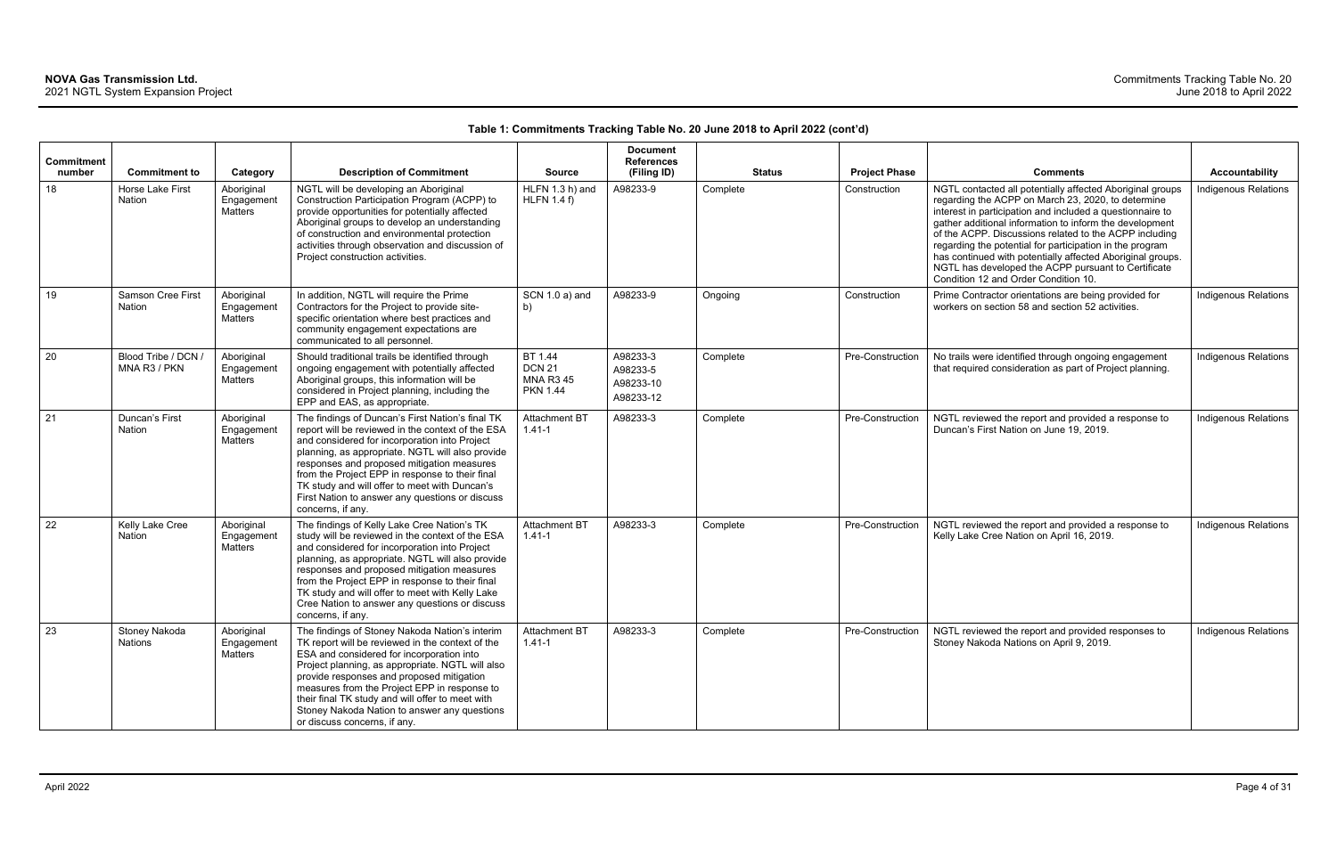**Table 1: Commitments Tracking Table No. 20 June 2018 to April 2022 (cont'd)**

| Commitment number | Commitment to | Category | Description of Commitment | Source | Document References (Filing ID) | Status | Project Phase | Comments | Accountability |
|---|---|---|---|---|---|---|---|---|---|
| 18 | Horse Lake First Nation | Aboriginal Engagement Matters | NGTL will be developing an Aboriginal Construction Participation Program (ACPP) to provide opportunities for potentially affected Aboriginal groups to develop an understanding of construction and environmental protection activities through observation and discussion of Project construction activities. | HLFN 1.3 h) and HLFN 1.4 f) | A98233-9 | Complete | Construction | NGTL contacted all potentially affected Aboriginal groups regarding the ACPP on March 23, 2020, to determine interest in participation and included a questionnaire to gather additional information to inform the development of the ACPP. Discussions related to the ACPP including regarding the potential for participation in the program has continued with potentially affected Aboriginal groups. NGTL has developed the ACPP pursuant to Certificate Condition 12 and Order Condition 10. | Indigenous Relations |
| 19 | Samson Cree First Nation | Aboriginal Engagement Matters | In addition, NGTL will require the Prime Contractors for the Project to provide site-specific orientation where best practices and community engagement expectations are communicated to all personnel. | SCN 1.0 a) and b) | A98233-9 | Ongoing | Construction | Prime Contractor orientations are being provided for workers on section 58 and section 52 activities. | Indigenous Relations |
| 20 | Blood Tribe / DCN / MNA R3 / PKN | Aboriginal Engagement Matters | Should traditional trails be identified through ongoing engagement with potentially affected Aboriginal groups, this information will be considered in Project planning, including the EPP and EAS, as appropriate. | BT 1.44<br>DCN 21<br>MNA R3 45<br>PKN 1.44 | A98233-3<br>A98233-5<br>A98233-10<br>A98233-12 | Complete | Pre-Construction | No trails were identified through ongoing engagement that required consideration as part of Project planning. | Indigenous Relations |
| 21 | Duncan's First Nation | Aboriginal Engagement Matters | The findings of Duncan's First Nation's final TK report will be reviewed in the context of the ESA and considered for incorporation into Project planning, as appropriate. NGTL will also provide responses and proposed mitigation measures from the Project EPP in response to their final TK study and will offer to meet with Duncan's First Nation to answer any questions or discuss concerns, if any. | Attachment BT 1.41-1 | A98233-3 | Complete | Pre-Construction | NGTL reviewed the report and provided a response to Duncan's First Nation on June 19, 2019. | Indigenous Relations |
| 22 | Kelly Lake Cree Nation | Aboriginal Engagement Matters | The findings of Kelly Lake Cree Nation's TK study will be reviewed in the context of the ESA and considered for incorporation into Project planning, as appropriate. NGTL will also provide responses and proposed mitigation measures from the Project EPP in response to their final TK study and will offer to meet with Kelly Lake Cree Nation to answer any questions or discuss concerns, if any. | Attachment BT 1.41-1 | A98233-3 | Complete | Pre-Construction | NGTL reviewed the report and provided a response to Kelly Lake Cree Nation on April 16, 2019. | Indigenous Relations |
| 23 | Stoney Nakoda Nations | Aboriginal Engagement Matters | The findings of Stoney Nakoda Nation's interim TK report will be reviewed in the context of the ESA and considered for incorporation into Project planning, as appropriate. NGTL will also provide responses and proposed mitigation measures from the Project EPP in response to their final TK study and will offer to meet with Stoney Nakoda Nation to answer any questions or discuss concerns, if any. | Attachment BT 1.41-1 | A98233-3 | Complete | Pre-Construction | NGTL reviewed the report and provided responses to Stoney Nakoda Nations on April 9, 2019. | Indigenous Relations |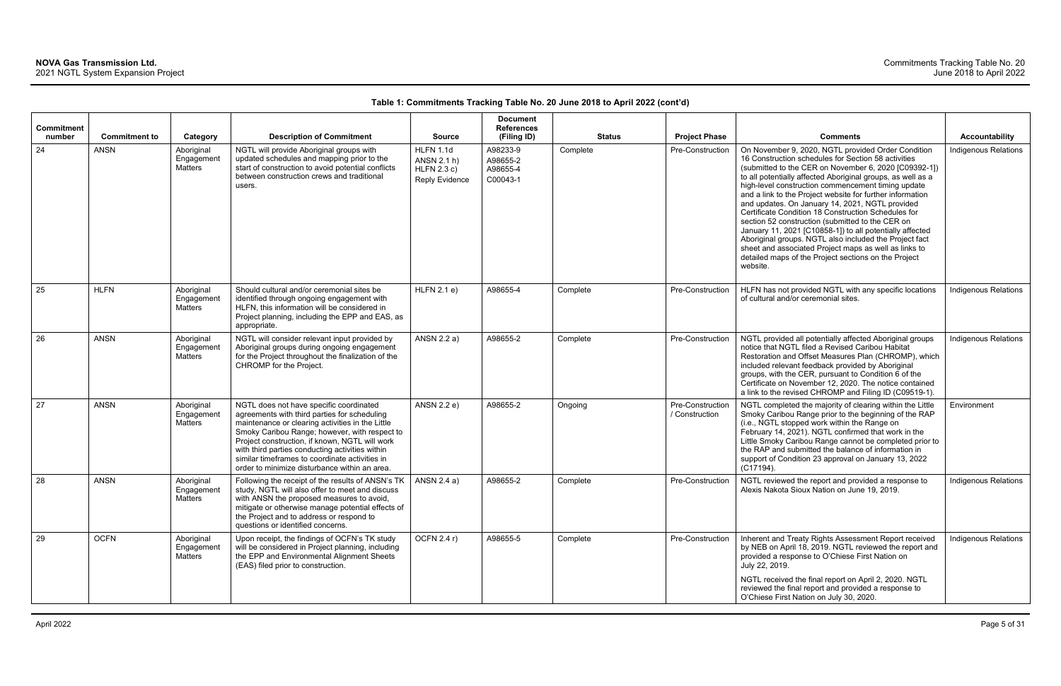**Table 1: Commitments Tracking Table No. 20 June 2018 to April 2022 (cont'd)**

| Commitment number | Commitment to | Category | Description of Commitment | Source | Document References (Filing ID) | Status | Project Phase | Comments | Accountability |
|---|---|---|---|---|---|---|---|---|---|
| 24 | ANSN | Aboriginal Engagement Matters | NGTL will provide Aboriginal groups with updated schedules and mapping prior to the start of construction to avoid potential conflicts between construction crews and traditional users. | HLFN 1.1d ANSN 2.1 h) HLFN 2.3 c) Reply Evidence | A98233-9 A98655-2 A98655-4 C00043-1 | Complete | Pre-Construction | On November 9, 2020, NGTL provided Order Condition 16 Construction schedules for Section 58 activities (submitted to the CER on November 6, 2020 [C09392-1]) to all potentially affected Aboriginal groups, as well as a high-level construction commencement timing update and a link to the Project website for further information and updates. On January 14, 2021, NGTL provided Certificate Condition 18 Construction Schedules for section 52 construction (submitted to the CER on January 11, 2021 [C10858-1]) to all potentially affected Aboriginal groups. NGTL also included the Project fact sheet and associated Project maps as well as links to detailed maps of the Project sections on the Project website. | Indigenous Relations |
| 25 | HLFN | Aboriginal Engagement Matters | Should cultural and/or ceremonial sites be identified through ongoing engagement with HLFN, this information will be considered in Project planning, including the EPP and EAS, as appropriate. | HLFN 2.1 e) | A98655-4 | Complete | Pre-Construction | HLFN has not provided NGTL with any specific locations of cultural and/or ceremonial sites. | Indigenous Relations |
| 26 | ANSN | Aboriginal Engagement Matters | NGTL will consider relevant input provided by Aboriginal groups during ongoing engagement for the Project throughout the finalization of the CHROMP for the Project. | ANSN 2.2 a) | A98655-2 | Complete | Pre-Construction | NGTL provided all potentially affected Aboriginal groups notice that NGTL filed a Revised Caribou Habitat Restoration and Offset Measures Plan (CHROMP), which included relevant feedback provided by Aboriginal groups, with the CER, pursuant to Condition 6 of the Certificate on November 12, 2020. The notice contained a link to the revised CHROMP and Filing ID (C09519-1). | Indigenous Relations |
| 27 | ANSN | Aboriginal Engagement Matters | NGTL does not have specific coordinated agreements with third parties for scheduling maintenance or clearing activities in the Little Smoky Caribou Range; however, with respect to Project construction, if known, NGTL will work with third parties conducting activities within similar timeframes to coordinate activities in order to minimize disturbance within an area. | ANSN 2.2 e) | A98655-2 | Ongoing | Pre-Construction / Construction | NGTL completed the majority of clearing within the Little Smoky Caribou Range prior to the beginning of the RAP (i.e., NGTL stopped work within the Range on February 14, 2021). NGTL confirmed that work in the Little Smoky Caribou Range cannot be completed prior to the RAP and submitted the balance of information in support of Condition 23 approval on January 13, 2022 (C17194). | Environment |
| 28 | ANSN | Aboriginal Engagement Matters | Following the receipt of the results of ANSN's TK study, NGTL will also offer to meet and discuss with ANSN the proposed measures to avoid, mitigate or otherwise manage potential effects of the Project and to address or respond to questions or identified concerns. | ANSN 2.4 a) | A98655-2 | Complete | Pre-Construction | NGTL reviewed the report and provided a response to Alexis Nakota Sioux Nation on June 19, 2019. | Indigenous Relations |
| 29 | OCFN | Aboriginal Engagement Matters | Upon receipt, the findings of OCFN's TK study will be considered in Project planning, including the EPP and Environmental Alignment Sheets (EAS) filed prior to construction. | OCFN 2.4 r) | A98655-5 | Complete | Pre-Construction | Inherent and Treaty Rights Assessment Report received by NEB on April 18, 2019. NGTL reviewed the report and provided a response to O'Chiese First Nation on July 22, 2019.<br><br>NGTL received the final report on April 2, 2020. NGTL reviewed the final report and provided a response to O'Chiese First Nation on July 30, 2020. | Indigenous Relations |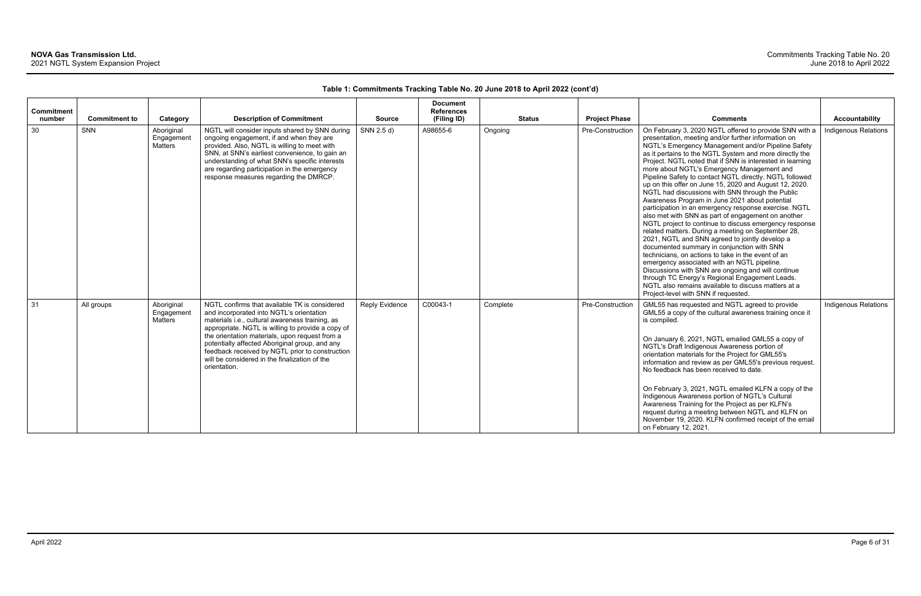**Table 1: Commitments Tracking Table No. 20 June 2018 to April 2022 (cont'd)**

| Commitment number | Commitment to | Category | Description of Commitment | Source | Document References (Filing ID) | Status | Project Phase | Comments | Accountability |
|---|---|---|---|---|---|---|---|---|---|
| 30 | SNN | Aboriginal Engagement Matters | NGTL will consider inputs shared by SNN during ongoing engagement, if and when they are provided. Also, NGTL is willing to meet with SNN, at SNN's earliest convenience, to gain an understanding of what SNN's specific interests are regarding participation in the emergency response measures regarding the DMRCP. | SNN 2.5 d) | A98655-6 | Ongoing | Pre-Construction | On February 3, 2020 NGTL offered to provide SNN with a presentation, meeting and/or further information on NGTL's Emergency Management and/or Pipeline Safety as it pertains to the NGTL System and more directly the Project. NGTL noted that if SNN is interested in learning more about NGTL's Emergency Management and Pipeline Safety to contact NGTL directly. NGTL followed up on this offer on June 15, 2020 and August 12, 2020. NGTL had discussions with SNN through the Public Awareness Program in June 2021 about potential participation in an emergency response exercise. NGTL also met with SNN as part of engagement on another NGTL project to continue to discuss emergency response related matters. During a meeting on September 28, 2021, NGTL and SNN agreed to jointly develop a documented summary in conjunction with SNN technicians, on actions to take in the event of an emergency associated with an NGTL pipeline. Discussions with SNN are ongoing and will continue through TC Energy's Regional Engagement Leads. NGTL also remains available to discuss matters at a Project-level with SNN if requested. | Indigenous Relations |
| 31 | All groups | Aboriginal Engagement Matters | NGTL confirms that available TK is considered and incorporated into NGTL's orientation materials i.e., cultural awareness training, as appropriate. NGTL is willing to provide a copy of the orientation materials, upon request from a potentially affected Aboriginal group, and any feedback received by NGTL prior to construction will be considered in the finalization of the orientation. | Reply Evidence | C00043-1 | Complete | Pre-Construction | GML55 has requested and NGTL agreed to provide GML55 a copy of the cultural awareness training once it is compiled.<br><br>On January 6, 2021, NGTL emailed GML55 a copy of NGTL's Draft Indigenous Awareness portion of orientation materials for the Project for GML55's information and review as per GML55's previous request. No feedback has been received to date.<br><br>On February 3, 2021, NGTL emailed KLFN a copy of the Indigenous Awareness portion of NGTL's Cultural Awareness Training for the Project as per KLFN's request during a meeting between NGTL and KLFN on November 19, 2020. KLFN confirmed receipt of the email on February 12, 2021. | Indigenous Relations |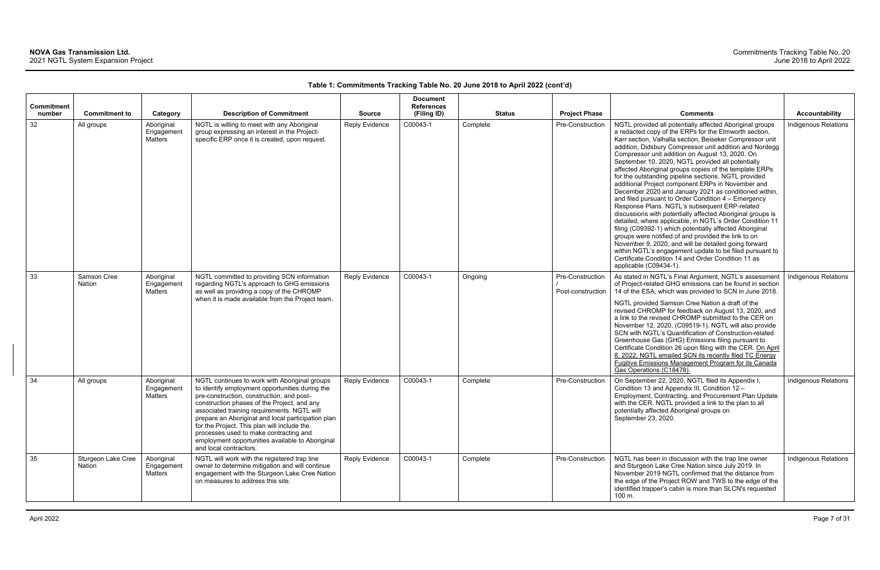**Table 1: Commitments Tracking Table No. 20 June 2018 to April 2022 (cont'd)**

| Commitment number | Commitment to | Category | Description of Commitment | Source | Document References (Filing ID) | Status | Project Phase | Comments | Accountability |
|---|---|---|---|---|---|---|---|---|---|
| 32 | All groups | Aboriginal Engagement Matters | NGTL is willing to meet with any Aboriginal group expressing an interest in the Project-specific ERP once it is created, upon request. | Reply Evidence | C00043-1 | Complete | Pre-Construction | NGTL provided all potentially affected Aboriginal groups a redacted copy of the ERPs for the Elmworth section, Karr section, Valhalla section, Beiseker Compressor unit addition, Didsbury Compressor unit addition and Nordegg Compressor unit addition on August 13, 2020. On September 10, 2020, NGTL provided all potentially affected Aboriginal groups copies of the template ERPs for the outstanding pipeline sections. NGTL provided additional Project component ERPs in November and December 2020 and January 2021 as conditioned within, and filed pursuant to Order Condition 4 – Emergency Response Plans. NGTL's subsequent ERP-related discussions with potentially affected Aboriginal groups is detailed, where applicable, in NGTL's Order Condition 11 filing (C09392-1) which potentially affected Aboriginal groups were notified of and provided the link to on November 9, 2020, and will be detailed going forward within NGTL's engagement update to be filed pursuant to Certificate Condition 14 and Order Condition 11 as applicable (C09434-1). | Indigenous Relations |
| 33 | Samson Cree Nation | Aboriginal Engagement Matters | NGTL committed to providing SCN information regarding NGTL's approach to GHG emissions as well as providing a copy of the CHROMP when it is made available from the Project team. | Reply Evidence | C00043-1 | Ongoing | Pre-Construction / Post-construction | As stated in NGTL's Final Argument, NGTL's assessment of Project-related GHG emissions can be found in section 14 of the ESA, which was provided to SCN in June 2018.<br><br>NGTL provided Samson Cree Nation a draft of the revised CHROMP for feedback on August 13, 2020, and a link to the revised CHROMP submitted to the CER on November 12, 2020, (C09519-1). NGTL will also provide SCN with NGTL's Quantification of Construction-related Greenhouse Gas (GHG) Emissions filing pursuant to Certificate Condition 26 upon filing with the CER. On April 8, 2022, NGTL emailed SCN its recently filed TC Energy Fugitive Emissions Management Program for its Canada Gas Operations (C18478). | Indigenous Relations |
| 34 | All groups | Aboriginal Engagement Matters | NGTL continues to work with Aboriginal groups to identify employment opportunities during the pre-construction, construction, and post-construction phases of the Project, and any associated training requirements. NGTL will prepare an Aboriginal and local participation plan for the Project. This plan will include the processes used to make contracting and employment opportunities available to Aboriginal and local contractors. | Reply Evidence | C00043-1 | Complete | Pre-Construction | On September 22, 2020, NGTL filed its Appendix I, Condition 13 and Appendix III, Condition 12 – Employment, Contracting, and Procurement Plan Update with the CER. NGTL provided a link to the plan to all potentially affected Aboriginal groups on September 23, 2020. | Indigenous Relations |
| 35 | Sturgeon Lake Cree Nation | Aboriginal Engagement Matters | NGTL will work with the registered trap line owner to determine mitigation and will continue engagement with the Sturgeon Lake Cree Nation on measures to address this site. | Reply Evidence | C00043-1 | Complete | Pre-Construction | NGTL has been in discussion with the trap line owner and Sturgeon Lake Cree Nation since July 2019. In November 2019 NGTL confirmed that the distance from the edge of the Project ROW and TWS to the edge of the identified trapper's cabin is more than SLCN's requested 100 m. | Indigenous Relations |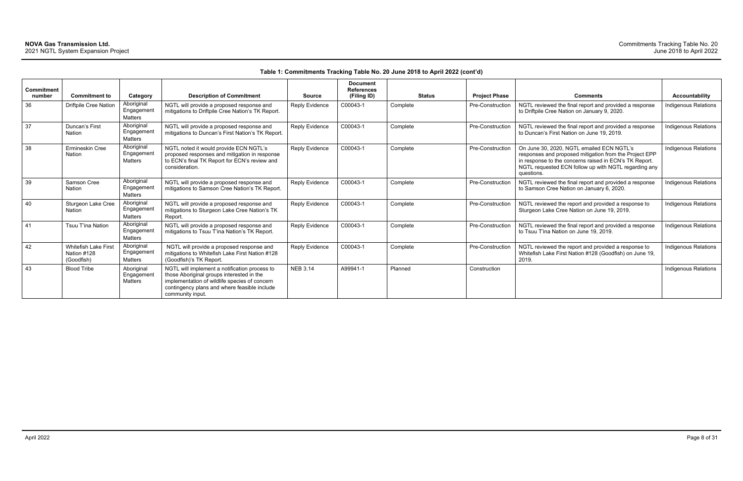**Table 1: Commitments Tracking Table No. 20 June 2018 to April 2022 (cont'd)**

| Commitment number | Commitment to | Category | Description of Commitment | Source | Document References (Filing ID) | Status | Project Phase | Comments | Accountability |
|---|---|---|---|---|---|---|---|---|---|
| 36 | Driftpile Cree Nation | Aboriginal Engagement Matters | NGTL will provide a proposed response and mitigations to Driftpile Cree Nation's TK Report. | Reply Evidence | C00043-1 | Complete | Pre-Construction | NGTL reviewed the final report and provided a response to Driftpile Cree Nation on January 9, 2020. | Indigenous Relations |
| 37 | Duncan's First Nation | Aboriginal Engagement Matters | NGTL will provide a proposed response and mitigations to Duncan's First Nation's TK Report. | Reply Evidence | C00043-1 | Complete | Pre-Construction | NGTL reviewed the final report and provided a response to Duncan's First Nation on June 19, 2019. | Indigenous Relations |
| 38 | Ermineskin Cree Nation | Aboriginal Engagement Matters | NGTL noted it would provide ECN NGTL's proposed responses and mitigation in response to ECN's final TK Report for ECN's review and consideration. | Reply Evidence | C00043-1 | Complete | Pre-Construction | On June 30, 2020, NGTL emailed ECN NGTL's responses and proposed mitigation from the Project EPP in response to the concerns raised in ECN's TK Report. NGTL requested ECN follow up with NGTL regarding any questions. | Indigenous Relations |
| 39 | Samson Cree Nation | Aboriginal Engagement Matters | NGTL will provide a proposed response and mitigations to Samson Cree Nation's TK Report. | Reply Evidence | C00043-1 | Complete | Pre-Construction | NGTL reviewed the final report and provided a response to Samson Cree Nation on January 6, 2020. | Indigenous Relations |
| 40 | Sturgeon Lake Cree Nation | Aboriginal Engagement Matters | NGTL will provide a proposed response and mitigations to Sturgeon Lake Cree Nation's TK Report. | Reply Evidence | C00043-1 | Complete | Pre-Construction | NGTL reviewed the report and provided a response to Sturgeon Lake Cree Nation on June 19, 2019. | Indigenous Relations |
| 41 | Tsuu T'ina Nation | Aboriginal Engagement Matters | NGTL will provide a proposed response and mitigations to Tsuu T'ina Nation's TK Report. | Reply Evidence | C00043-1 | Complete | Pre-Construction | NGTL reviewed the final report and provided a response to Tsuu T'ina Nation on June 19, 2019. | Indigenous Relations |
| 42 | Whitefish Lake First Nation #128 (Goodfish) | Aboriginal Engagement Matters | NGTL will provide a proposed response and mitigations to Whitefish Lake First Nation #128 (Goodfish)'s TK Report. | Reply Evidence | C00043-1 | Complete | Pre-Construction | NGTL reviewed the report and provided a response to Whitefish Lake First Nation #128 (Goodfish) on June 19, 2019. | Indigenous Relations |
| 43 | Blood Tribe | Aboriginal Engagement Matters | NGTL will implement a notification process to those Aboriginal groups interested in the implementation of wildlife species of concern contingency plans and where feasible include community input. | NEB 3.14 | A99941-1 | Planned | Construction | | Indigenous Relations |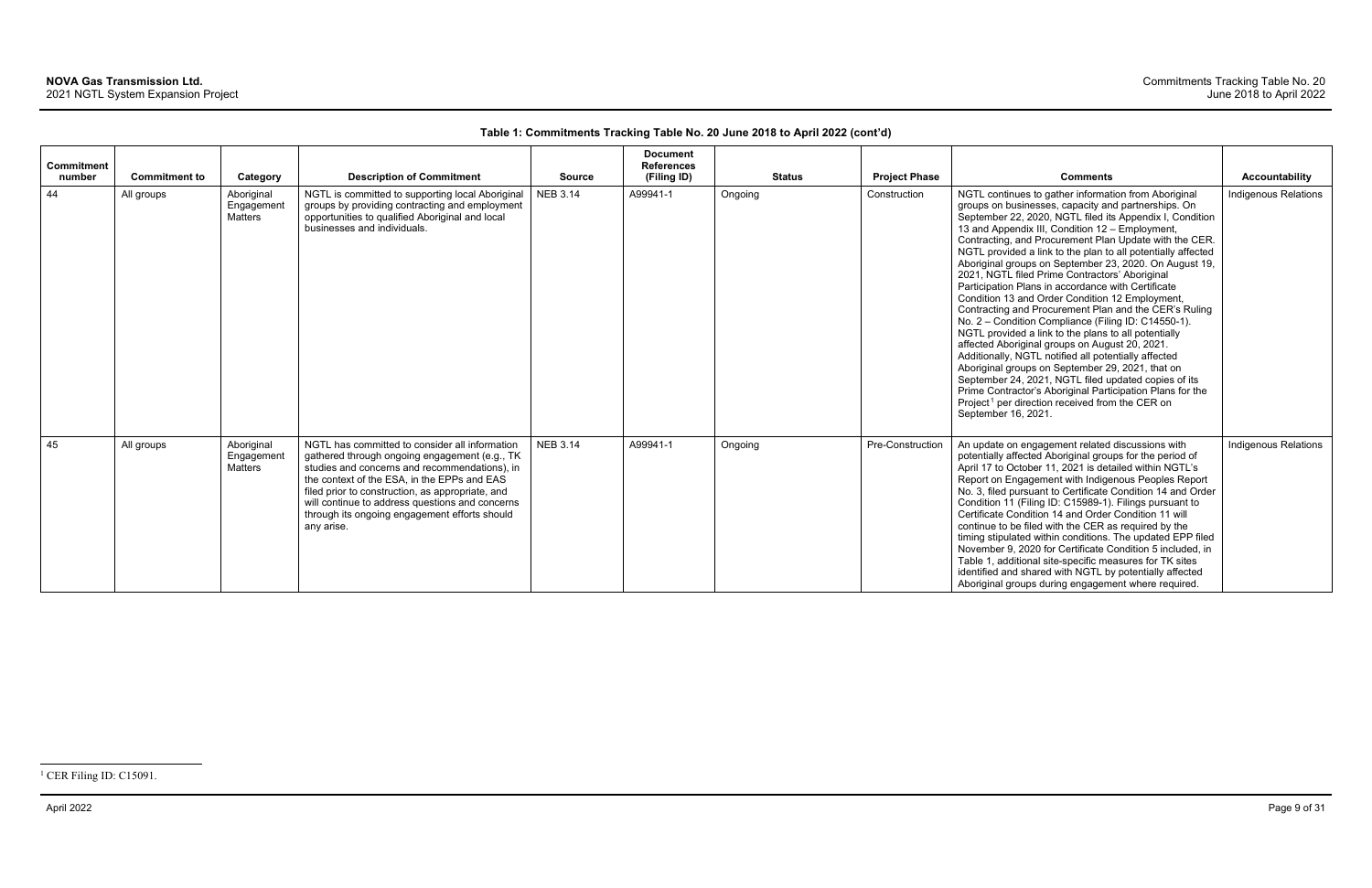**Table 1: Commitments Tracking Table No. 20 June 2018 to April 2022 (cont'd)**

| Commitment number | Commitment to | Category | Description of Commitment | Source | Document References (Filing ID) | Status | Project Phase | Comments | Accountability |
|---|---|---|---|---|---|---|---|---|---|
| 44 | All groups | Aboriginal Engagement Matters | NGTL is committed to supporting local Aboriginal groups by providing contracting and employment opportunities to qualified Aboriginal and local businesses and individuals. | NEB 3.14 | A99941-1 | Ongoing | Construction | NGTL continues to gather information from Aboriginal groups on businesses, capacity and partnerships. On September 22, 2020, NGTL filed its Appendix I, Condition 13 and Appendix III, Condition 12 – Employment, Contracting, and Procurement Plan Update with the CER. NGTL provided a link to the plan to all potentially affected Aboriginal groups on September 23, 2020. On August 19, 2021, NGTL filed Prime Contractors' Aboriginal Participation Plans in accordance with Certificate Condition 13 and Order Condition 12 Employment, Contracting and Procurement Plan and the CER's Ruling No. 2 – Condition Compliance (Filing ID: C14550-1). NGTL provided a link to the plans to all potentially affected Aboriginal groups on August 20, 2021. Additionally, NGTL notified all potentially affected Aboriginal groups on September 29, 2021, that on September 24, 2021, NGTL filed updated copies of its Prime Contractor's Aboriginal Participation Plans for the Project[1] per direction received from the CER on September 16, 2021. | Indigenous Relations |
| 45 | All groups | Aboriginal Engagement Matters | NGTL has committed to consider all information gathered through ongoing engagement (e.g., TK studies and concerns and recommendations), in the context of the ESA, in the EPPs and EAS filed prior to construction, as appropriate, and will continue to address questions and concerns through its ongoing engagement efforts should any arise. | NEB 3.14 | A99941-1 | Ongoing | Pre-Construction | An update on engagement related discussions with potentially affected Aboriginal groups for the period of April 17 to October 11, 2021 is detailed within NGTL's Report on Engagement with Indigenous Peoples Report No. 3, filed pursuant to Certificate Condition 14 and Order Condition 11 (Filing ID: C15989-1). Filings pursuant to Certificate Condition 14 and Order Condition 11 will continue to be filed with the CER as required by the timing stipulated within conditions. The updated EPP filed November 9, 2020 for Certificate Condition 5 included, in Table 1, additional site-specific measures for TK sites identified and shared with NGTL by potentially affected Aboriginal groups during engagement where required. | Indigenous Relations |

[1] CER Filing ID: C15091.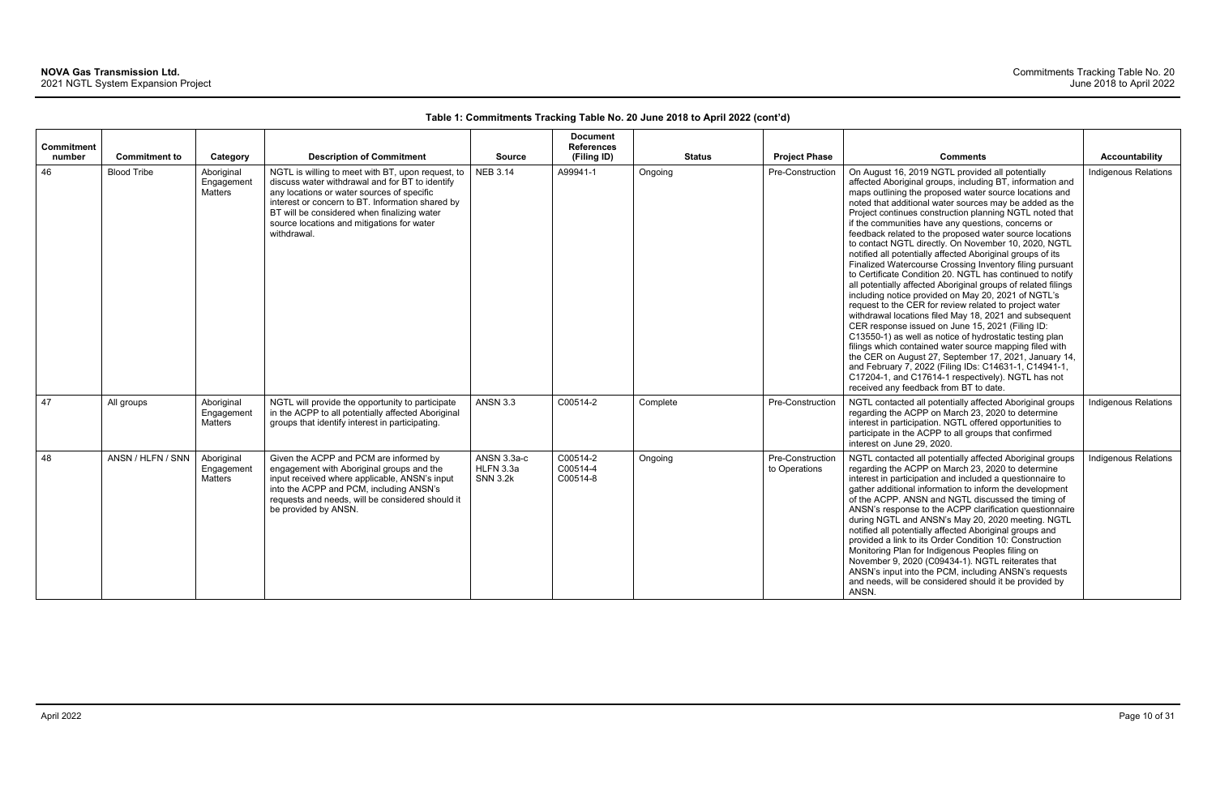**Table 1: Commitments Tracking Table No. 20 June 2018 to April 2022 (cont'd)**

| Commitment number | Commitment to | Category | Description of Commitment | Source | Document References (Filing ID) | Status | Project Phase | Comments | Accountability |
|---|---|---|---|---|---|---|---|---|---|
| 46 | Blood Tribe | Aboriginal Engagement Matters | NGTL is willing to meet with BT, upon request, to discuss water withdrawal and for BT to identify any locations or water sources of specific interest or concern to BT. Information shared by BT will be considered when finalizing water source locations and mitigations for water withdrawal. | NEB 3.14 | A99941-1 | Ongoing | Pre-Construction | On August 16, 2019 NGTL provided all potentially affected Aboriginal groups, including BT, information and maps outlining the proposed water source locations and noted that additional water sources may be added as the Project continues construction planning NGTL noted that if the communities have any questions, concerns or feedback related to the proposed water source locations to contact NGTL directly. On November 10, 2020, NGTL notified all potentially affected Aboriginal groups of its Finalized Watercourse Crossing Inventory filing pursuant to Certificate Condition 20. NGTL has continued to notify all potentially affected Aboriginal groups of related filings including notice provided on May 20, 2021 of NGTL's request to the CER for review related to project water withdrawal locations filed May 18, 2021 and subsequent CER response issued on June 15, 2021 (Filing ID: C13550-1) as well as notice of hydrostatic testing plan filings which contained water source mapping filed with the CER on August 27, September 17, 2021, January 14, and February 7, 2022 (Filing IDs: C14631-1, C14941-1, C17204-1, and C17614-1 respectively). NGTL has not received any feedback from BT to date. | Indigenous Relations |
| 47 | All groups | Aboriginal Engagement Matters | NGTL will provide the opportunity to participate in the ACPP to all potentially affected Aboriginal groups that identify interest in participating. | ANSN 3.3 | C00514-2 | Complete | Pre-Construction | NGTL contacted all potentially affected Aboriginal groups regarding the ACPP on March 23, 2020 to determine interest in participation. NGTL offered opportunities to participate in the ACPP to all groups that confirmed interest on June 29, 2020. | Indigenous Relations |
| 48 | ANSN / HLFN / SNN | Aboriginal Engagement Matters | Given the ACPP and PCM are informed by engagement with Aboriginal groups and the input received where applicable, ANSN's input into the ACPP and PCM, including ANSN's requests and needs, will be considered should it be provided by ANSN. | ANSN 3.3a-c HLFN 3.3a SNN 3.2k | C00514-2 C00514-4 C00514-8 | Ongoing | Pre-Construction to Operations | NGTL contacted all potentially affected Aboriginal groups regarding the ACPP on March 23, 2020 to determine interest in participation and included a questionnaire to gather additional information to inform the development of the ACPP. ANSN and NGTL discussed the timing of ANSN's response to the ACPP clarification questionnaire during NGTL and ANSN's May 20, 2020 meeting. NGTL notified all potentially affected Aboriginal groups and provided a link to its Order Condition 10: Construction Monitoring Plan for Indigenous Peoples filing on November 9, 2020 (C09434-1). NGTL reiterates that ANSN's input into the PCM, including ANSN's requests and needs, will be considered should it be provided by ANSN. | Indigenous Relations |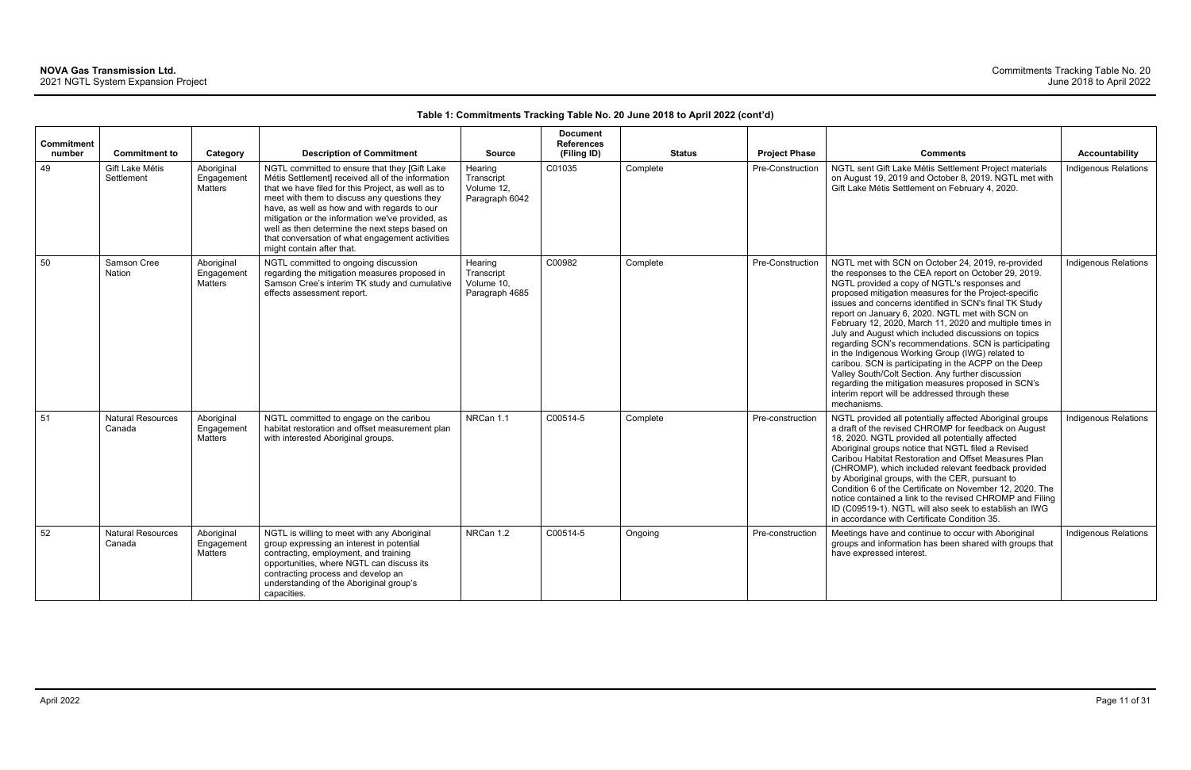**Table 1: Commitments Tracking Table No. 20 June 2018 to April 2022 (cont'd)**

| Commitment number | Commitment to | Category | Description of Commitment | Source | Document References (Filing ID) | Status | Project Phase | Comments | Accountability |
|---|---|---|---|---|---|---|---|---|---|
| 49 | Gift Lake Métis Settlement | Aboriginal Engagement Matters | NGTL committed to ensure that they [Gift Lake Métis Settlement] received all of the information that we have filed for this Project, as well as to meet with them to discuss any questions they have, as well as how and with regards to our mitigation or the information we've provided, as well as then determine the next steps based on that conversation of what engagement activities might contain after that. | Hearing Transcript Volume 12, Paragraph 6042 | C01035 | Complete | Pre-Construction | NGTL sent Gift Lake Métis Settlement Project materials on August 19, 2019 and October 8, 2019. NGTL met with Gift Lake Métis Settlement on February 4, 2020. | Indigenous Relations |
| 50 | Samson Cree Nation | Aboriginal Engagement Matters | NGTL committed to ongoing discussion regarding the mitigation measures proposed in Samson Cree's interim TK study and cumulative effects assessment report. | Hearing Transcript Volume 10, Paragraph 4685 | C00982 | Complete | Pre-Construction | NGTL met with SCN on October 24, 2019, re-provided the responses to the CEA report on October 29, 2019. NGTL provided a copy of NGTL's responses and proposed mitigation measures for the Project-specific issues and concerns identified in SCN's final TK Study report on January 6, 2020. NGTL met with SCN on February 12, 2020, March 11, 2020 and multiple times in July and August which included discussions on topics regarding SCN's recommendations. SCN is participating in the Indigenous Working Group (IWG) related to caribou. SCN is participating in the ACPP on the Deep Valley South/Colt Section. Any further discussion regarding the mitigation measures proposed in SCN's interim report will be addressed through these mechanisms. | Indigenous Relations |
| 51 | Natural Resources Canada | Aboriginal Engagement Matters | NGTL committed to engage on the caribou habitat restoration and offset measurement plan with interested Aboriginal groups. | NRCan 1.1 | C00514-5 | Complete | Pre-construction | NGTL provided all potentially affected Aboriginal groups a draft of the revised CHROMP for feedback on August 18, 2020. NGTL provided all potentially affected Aboriginal groups notice that NGTL filed a Revised Caribou Habitat Restoration and Offset Measures Plan (CHROMP), which included relevant feedback provided by Aboriginal groups, with the CER, pursuant to Condition 6 of the Certificate on November 12, 2020. The notice contained a link to the revised CHROMP and Filing ID (C09519-1). NGTL will also seek to establish an IWG in accordance with Certificate Condition 35. | Indigenous Relations |
| 52 | Natural Resources Canada | Aboriginal Engagement Matters | NGTL is willing to meet with any Aboriginal group expressing an interest in potential contracting, employment, and training opportunities, where NGTL can discuss its contracting process and develop an understanding of the Aboriginal group's capacities. | NRCan 1.2 | C00514-5 | Ongoing | Pre-construction | Meetings have and continue to occur with Aboriginal groups and information has been shared with groups that have expressed interest. | Indigenous Relations |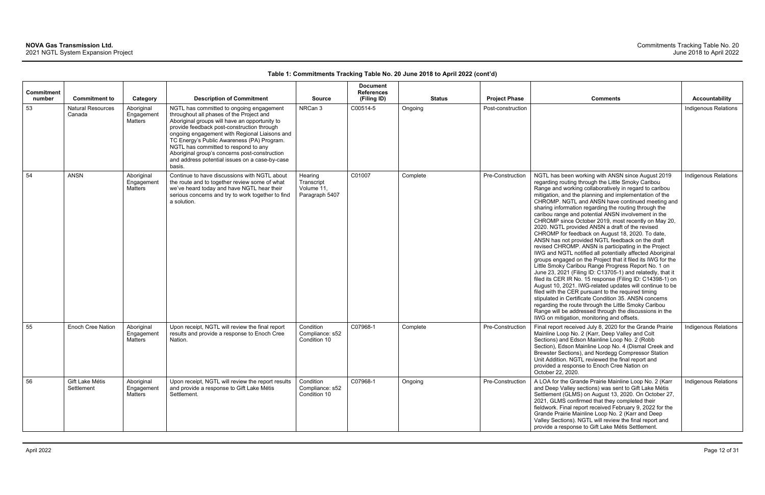**Table 1: Commitments Tracking Table No. 20 June 2018 to April 2022 (cont'd)**

| Commitment number | Commitment to | Category | Description of Commitment | Source | Document References (Filing ID) | Status | Project Phase | Comments | Accountability |
|---|---|---|---|---|---|---|---|---|---|
| 53 | Natural Resources Canada | Aboriginal Engagement Matters | NGTL has committed to ongoing engagement throughout all phases of the Project and Aboriginal groups will have an opportunity to provide feedback post-construction through ongoing engagement with Regional Liaisons and TC Energy's Public Awareness (PA) Program. NGTL has committed to respond to any Aboriginal group's concerns post-construction and address potential issues on a case-by-case basis. | NRCan 3 | C00514-5 | Ongoing | Post-construction | | Indigenous Relations |
| 54 | ANSN | Aboriginal Engagement Matters | Continue to have discussions with NGTL about the route and to together review some of what we've heard today and have NGTL hear their serious concerns and try to work together to find a solution. | Hearing Transcript Volume 11, Paragraph 5407 | C01007 | Complete | Pre-Construction | NGTL has been working with ANSN since August 2019 regarding routing through the Little Smoky Caribou Range and working collaboratively in regard to caribou mitigation, and the planning and implementation of the CHROMP. NGTL and ANSN have continued meeting and sharing information regarding the routing through the caribou range and potential ANSN involvement in the CHROMP since October 2019, most recently on May 20, 2020. NGTL provided ANSN a draft of the revised CHROMP for feedback on August 18, 2020. To date, ANSN has not provided NGTL feedback on the draft revised CHROMP. ANSN is participating in the Project IWG and NGTL notified all potentially affected Aboriginal groups engaged on the Project that it filed its IWG for the Little Smoky Caribou Range Progress Report No. 1 on June 23, 2021 (Filing ID: C13705-1) and relatedly, that it filed its CER IR No. 15 response (Filing ID: C14398-1) on August 10, 2021. IWG-related updates will continue to be filed with the CER pursuant to the required timing stipulated in Certificate Condition 35. ANSN concerns regarding the route through the Little Smoky Caribou Range will be addressed through the discussions in the IWG on mitigation, monitoring and offsets. | Indigenous Relations |
| 55 | Enoch Cree Nation | Aboriginal Engagement Matters | Upon receipt, NGTL will review the final report results and provide a response to Enoch Cree Nation. | Condition Compliance: s52 Condition 10 | C07968-1 | Complete | Pre-Construction | Final report received July 8, 2020 for the Grande Prairie Mainline Loop No. 2 (Karr, Deep Valley and Colt Sections) and Edson Mainline Loop No. 2 (Robb Section), Edson Mainline Loop No. 4 (Dismal Creek and Brewster Sections), and Nordegg Compressor Station Unit Addition. NGTL reviewed the final report and provided a response to Enoch Cree Nation on October 22, 2020. | Indigenous Relations |
| 56 | Gift Lake Métis Settlement | Aboriginal Engagement Matters | Upon receipt, NGTL will review the report results and provide a response to Gift Lake Métis Settlement. | Condition Compliance: s52 Condition 10 | C07968-1 | Ongoing | Pre-Construction | A LOA for the Grande Prairie Mainline Loop No. 2 (Karr and Deep Valley sections) was sent to Gift Lake Métis Settlement (GLMS) on August 13, 2020. On October 27, 2021, GLMS confirmed that they completed their fieldwork. Final report received February 9, 2022 for the Grande Prairie Mainline Loop No. 2 (Karr and Deep Valley Sections). NGTL will review the final report and provide a response to Gift Lake Métis Settlement. | Indigenous Relations |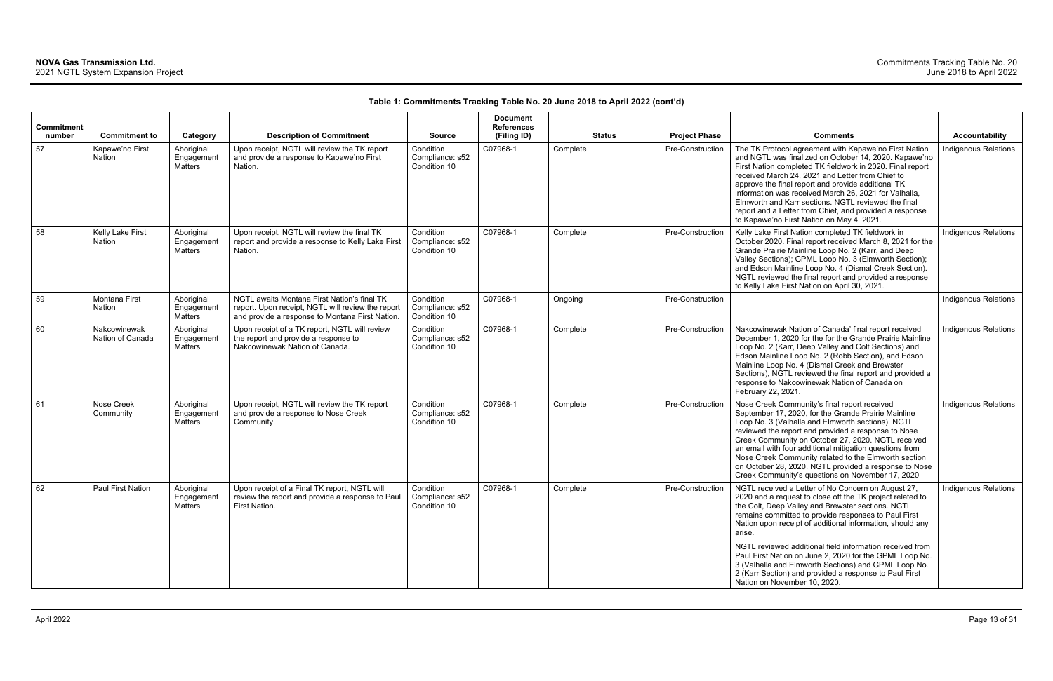**Table 1: Commitments Tracking Table No. 20 June 2018 to April 2022 (cont'd)**

| Commitment number | Commitment to | Category | Description of Commitment | Source | Document References (Filing ID) | Status | Project Phase | Comments | Accountability |
|---|---|---|---|---|---|---|---|---|---|
| 57 | Kapawe'no First Nation | Aboriginal Engagement Matters | Upon receipt, NGTL will review the TK report and provide a response to Kapawe'no First Nation. | Condition Compliance: s52 Condition 10 | C07968-1 | Complete | Pre-Construction | The TK Protocol agreement with Kapawe'no First Nation and NGTL was finalized on October 14, 2020. Kapawe'no First Nation completed TK fieldwork in 2020. Final report received March 24, 2021 and Letter from Chief to approve the final report and provide additional TK information was received March 26, 2021 for Valhalla, Elmworth and Karr sections. NGTL reviewed the final report and a Letter from Chief, and provided a response to Kapawe'no First Nation on May 4, 2021. | Indigenous Relations |
| 58 | Kelly Lake First Nation | Aboriginal Engagement Matters | Upon receipt, NGTL will review the final TK report and provide a response to Kelly Lake First Nation. | Condition Compliance: s52 Condition 10 | C07968-1 | Complete | Pre-Construction | Kelly Lake First Nation completed TK fieldwork in October 2020. Final report received March 8, 2021 for the Grande Prairie Mainline Loop No. 2 (Karr, and Deep Valley Sections); GPML Loop No. 3 (Elmworth Section); and Edson Mainline Loop No. 4 (Dismal Creek Section). NGTL reviewed the final report and provided a response to Kelly Lake First Nation on April 30, 2021. | Indigenous Relations |
| 59 | Montana First Nation | Aboriginal Engagement Matters | NGTL awaits Montana First Nation's final TK report. Upon receipt, NGTL will review the report and provide a response to Montana First Nation. | Condition Compliance: s52 Condition 10 | C07968-1 | Ongoing | Pre-Construction | | Indigenous Relations |
| 60 | Nakcowinewak Nation of Canada | Aboriginal Engagement Matters | Upon receipt of a TK report, NGTL will review the report and provide a response to Nakcowinewak Nation of Canada. | Condition Compliance: s52 Condition 10 | C07968-1 | Complete | Pre-Construction | Nakcowinewak Nation of Canada' final report received December 1, 2020 for the for the Grande Prairie Mainline Loop No. 2 (Karr, Deep Valley and Colt Sections) and Edson Mainline Loop No. 2 (Robb Section), and Edson Mainline Loop No. 4 (Dismal Creek and Brewster Sections), NGTL reviewed the final report and provided a response to Nakcowinewak Nation of Canada on February 22, 2021. | Indigenous Relations |
| 61 | Nose Creek Community | Aboriginal Engagement Matters | Upon receipt, NGTL will review the TK report and provide a response to Nose Creek Community. | Condition Compliance: s52 Condition 10 | C07968-1 | Complete | Pre-Construction | Nose Creek Community's final report received September 17, 2020, for the Grande Prairie Mainline Loop No. 3 (Valhalla and Elmworth sections). NGTL reviewed the report and provided a response to Nose Creek Community on October 27, 2020. NGTL received an email with four additional mitigation questions from Nose Creek Community related to the Elmworth section on October 28, 2020. NGTL provided a response to Nose Creek Community's questions on November 17, 2020 | Indigenous Relations |
| 62 | Paul First Nation | Aboriginal Engagement Matters | Upon receipt of a Final TK report, NGTL will review the report and provide a response to Paul First Nation. | Condition Compliance: s52 Condition 10 | C07968-1 | Complete | Pre-Construction | NGTL received a Letter of No Concern on August 27, 2020 and a request to close off the TK project related to the Colt, Deep Valley and Brewster sections. NGTL remains committed to provide responses to Paul First Nation upon receipt of additional information, should any arise.<br><br>NGTL reviewed additional field information received from Paul First Nation on June 2, 2020 for the GPML Loop No. 3 (Valhalla and Elmworth Sections) and GPML Loop No. 2 (Karr Section) and provided a response to Paul First Nation on November 10, 2020. | Indigenous Relations |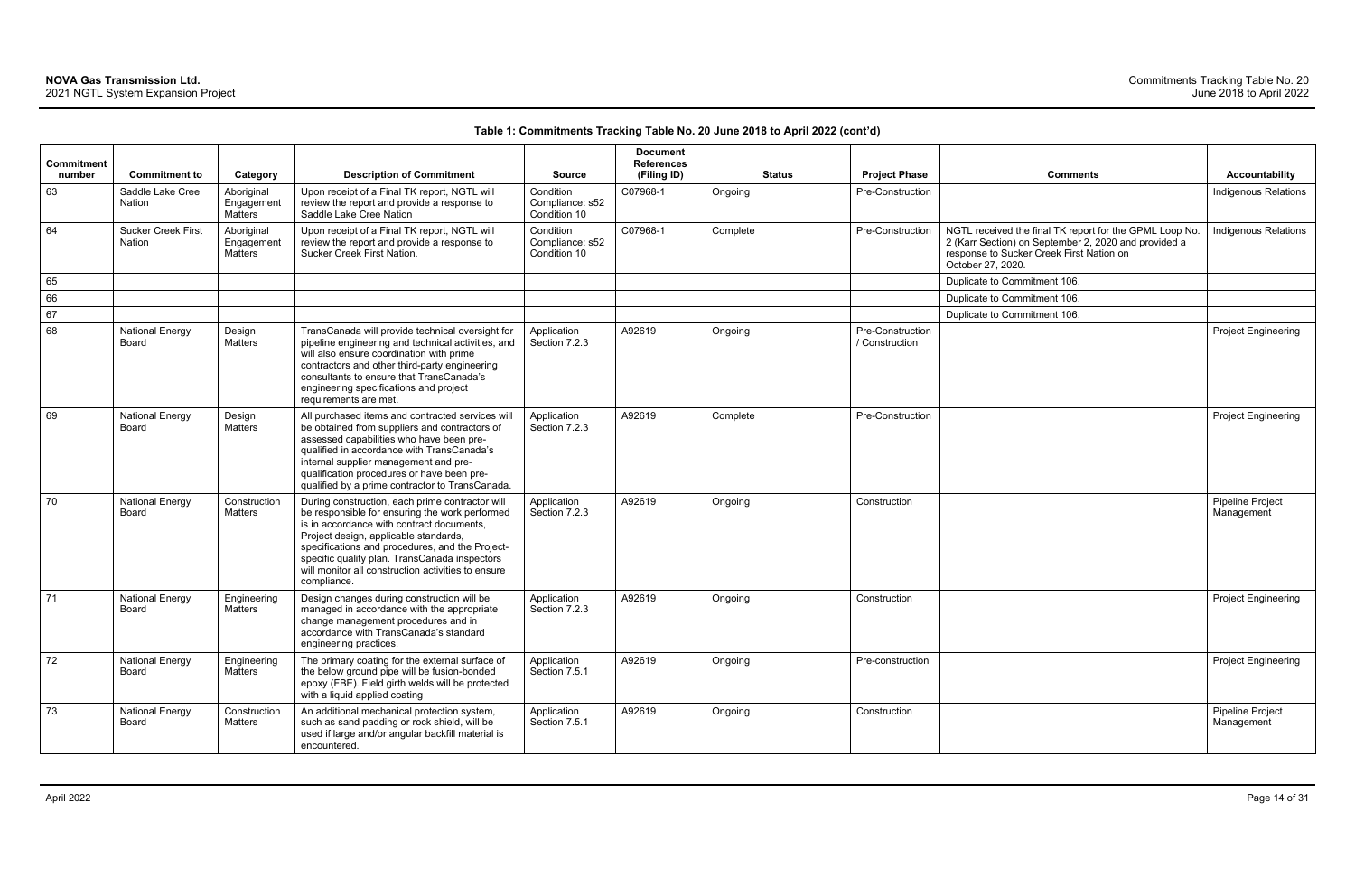**Table 1: Commitments Tracking Table No. 20 June 2018 to April 2022 (cont'd)**

| Commitment number | Commitment to | Category | Description of Commitment | Source | Document References (Filing ID) | Status | Project Phase | Comments | Accountability |
|---|---|---|---|---|---|---|---|---|---|
| 63 | Saddle Lake Cree Nation | Aboriginal Engagement Matters | Upon receipt of a Final TK report, NGTL will review the report and provide a response to Saddle Lake Cree Nation | Condition Compliance: s52 Condition 10 | C07968-1 | Ongoing | Pre-Construction | | Indigenous Relations |
| 64 | Sucker Creek First Nation | Aboriginal Engagement Matters | Upon receipt of a Final TK report, NGTL will review the report and provide a response to Sucker Creek First Nation. | Condition Compliance: s52 Condition 10 | C07968-1 | Complete | Pre-Construction | NGTL received the final TK report for the GPML Loop No. 2 (Karr Section) on September 2, 2020 and provided a response to Sucker Creek First Nation on October 27, 2020. | Indigenous Relations |
| 65 | | | | | | | | Duplicate to Commitment 106. | |
| 66 | | | | | | | | Duplicate to Commitment 106. | |
| 67 | | | | | | | | Duplicate to Commitment 106. | |
| 68 | National Energy Board | Design Matters | TransCanada will provide technical oversight for pipeline engineering and technical activities, and will also ensure coordination with prime contractors and other third-party engineering consultants to ensure that TransCanada's engineering specifications and project requirements are met. | Application Section 7.2.3 | A92619 | Ongoing | Pre-Construction / Construction | | Project Engineering |
| 69 | National Energy Board | Design Matters | All purchased items and contracted services will be obtained from suppliers and contractors of assessed capabilities who have been pre-qualified in accordance with TransCanada's internal supplier management and pre-qualification procedures or have been pre-qualified by a prime contractor to TransCanada. | Application Section 7.2.3 | A92619 | Complete | Pre-Construction | | Project Engineering |
| 70 | National Energy Board | Construction Matters | During construction, each prime contractor will be responsible for ensuring the work performed is in accordance with contract documents, Project design, applicable standards, specifications and procedures, and the Project-specific quality plan. TransCanada inspectors will monitor all construction activities to ensure compliance. | Application Section 7.2.3 | A92619 | Ongoing | Construction | | Pipeline Project Management |
| 71 | National Energy Board | Engineering Matters | Design changes during construction will be managed in accordance with the appropriate change management procedures and in accordance with TransCanada's standard engineering practices. | Application Section 7.2.3 | A92619 | Ongoing | Construction | | Project Engineering |
| 72 | National Energy Board | Engineering Matters | The primary coating for the external surface of the below ground pipe will be fusion-bonded epoxy (FBE). Field girth welds will be protected with a liquid applied coating | Application Section 7.5.1 | A92619 | Ongoing | Pre-construction | | Project Engineering |
| 73 | National Energy Board | Construction Matters | An additional mechanical protection system, such as sand padding or rock shield, will be used if large and/or angular backfill material is encountered. | Application Section 7.5.1 | A92619 | Ongoing | Construction | | Pipeline Project Management |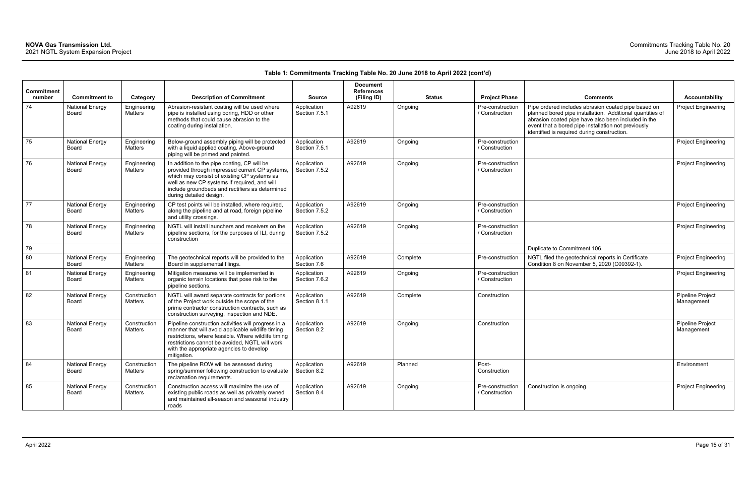**Table 1: Commitments Tracking Table No. 20 June 2018 to April 2022 (cont'd)**

| Commitment number | Commitment to | Category | Description of Commitment | Source | Document References (Filing ID) | Status | Project Phase | Comments | Accountability |
|---|---|---|---|---|---|---|---|---|---|
| 74 | National Energy Board | Engineering Matters | Abrasion-resistant coating will be used where pipe is installed using boring, HDD or other methods that could cause abrasion to the coating during installation. | Application Section 7.5.1 | A92619 | Ongoing | Pre-construction / Construction | Pipe ordered includes abrasion coated pipe based on planned bored pipe installation. Additional quantities of abrasion coated pipe have also been included in the event that a bored pipe installation not previously identified is required during construction. | Project Engineering |
| 75 | National Energy Board | Engineering Matters | Below-ground assembly piping will be protected with a liquid applied coating. Above-ground piping will be primed and painted. | Application Section 7.5.1 | A92619 | Ongoing | Pre-construction / Construction | | Project Engineering |
| 76 | National Energy Board | Engineering Matters | In addition to the pipe coating, CP will be provided through impressed current CP systems, which may consist of existing CP systems as well as new CP systems if required, and will include groundbeds and rectifiers as determined during detailed design. | Application Section 7.5.2 | A92619 | Ongoing | Pre-construction / Construction | | Project Engineering |
| 77 | National Energy Board | Engineering Matters | CP test points will be installed, where required, along the pipeline and at road, foreign pipeline and utility crossings. | Application Section 7.5.2 | A92619 | Ongoing | Pre-construction / Construction | | Project Engineering |
| 78 | National Energy Board | Engineering Matters | NGTL will install launchers and receivers on the pipeline sections, for the purposes of ILI, during construction | Application Section 7.5.2 | A92619 | Ongoing | Pre-construction / Construction | | Project Engineering |
| 79 | | | | | | | | Duplicate to Commitment 106. | |
| 80 | National Energy Board | Engineering Matters | The geotechnical reports will be provided to the Board in supplemental filings. | Application Section 7.6 | A92619 | Complete | Pre-construction | NGTL filed the geotechnical reports in Certificate Condition 8 on November 5, 2020 (C09392-1). | Project Engineering |
| 81 | National Energy Board | Engineering Matters | Mitigation measures will be implemented in organic terrain locations that pose risk to the pipeline sections. | Application Section 7.6.2 | A92619 | Ongoing | Pre-construction / Construction | | Project Engineering |
| 82 | National Energy Board | Construction Matters | NGTL will award separate contracts for portions of the Project work outside the scope of the prime contractor construction contracts, such as construction surveying, inspection and NDE. | Application Section 8.1.1 | A92619 | Complete | Construction | | Pipeline Project Management |
| 83 | National Energy Board | Construction Matters | Pipeline construction activities will progress in a manner that will avoid applicable wildlife timing restrictions, where feasible. Where wildlife timing restrictions cannot be avoided, NGTL will work with the appropriate agencies to develop mitigation. | Application Section 8.2 | A92619 | Ongoing | Construction | | Pipeline Project Management |
| 84 | National Energy Board | Construction Matters | The pipeline ROW will be assessed during spring/summer following construction to evaluate reclamation requirements. | Application Section 8.2 | A92619 | Planned | Post-Construction | | Environment |
| 85 | National Energy Board | Construction Matters | Construction access will maximize the use of existing public roads as well as privately owned and maintained all-season and seasonal industry roads | Application Section 8.4 | A92619 | Ongoing | Pre-construction / Construction | Construction is ongoing. | Project Engineering |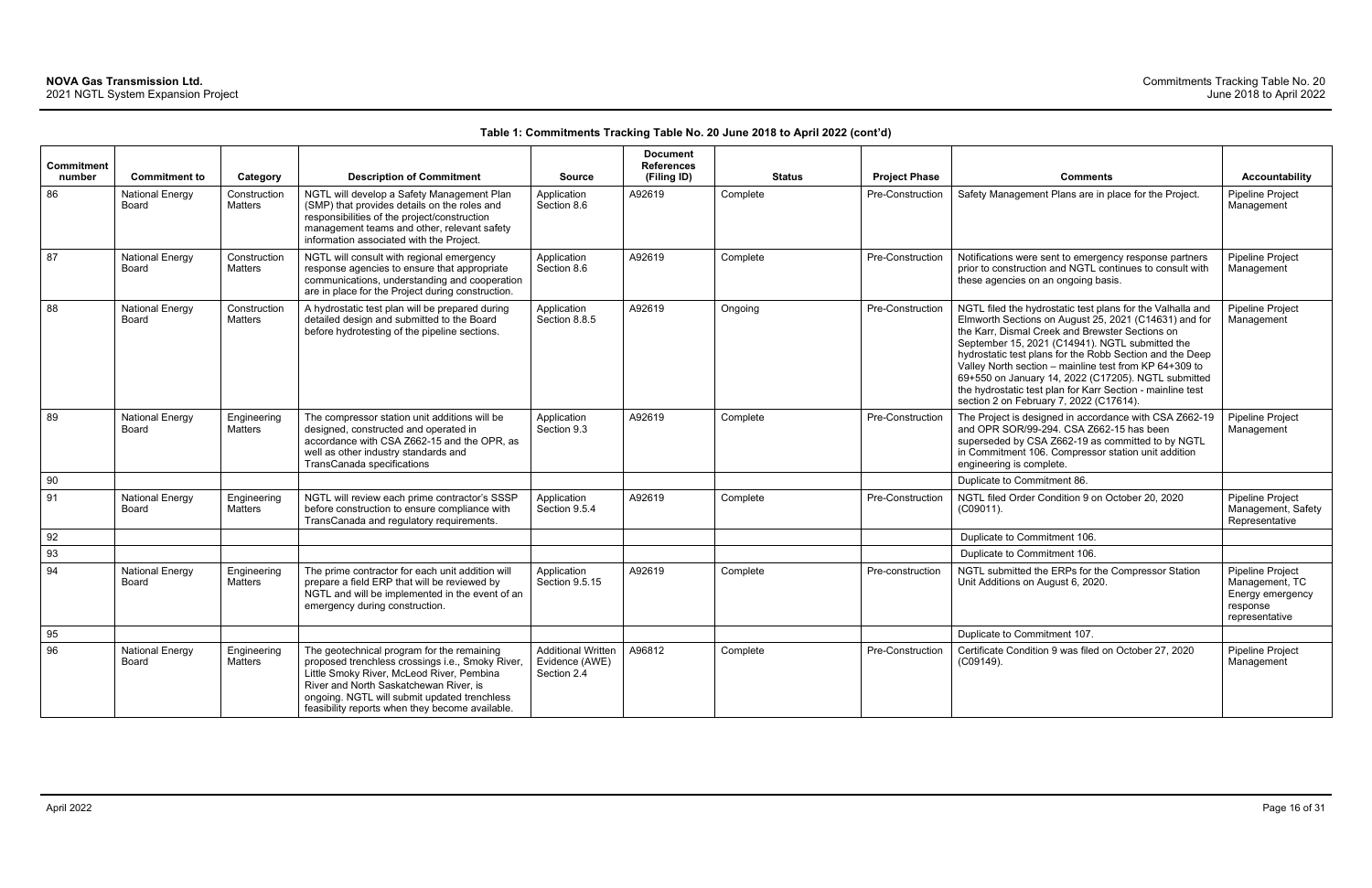**Table 1: Commitments Tracking Table No. 20 June 2018 to April 2022 (cont'd)**

| Commitment number | Commitment to | Category | Description of Commitment | Source | Document References (Filing ID) | Status | Project Phase | Comments | Accountability |
|---|---|---|---|---|---|---|---|---|---|
| 86 | National Energy Board | Construction Matters | NGTL will develop a Safety Management Plan (SMP) that provides details on the roles and responsibilities of the project/construction management teams and other, relevant safety information associated with the Project. | Application Section 8.6 | A92619 | Complete | Pre-Construction | Safety Management Plans are in place for the Project. | Pipeline Project Management |
| 87 | National Energy Board | Construction Matters | NGTL will consult with regional emergency response agencies to ensure that appropriate communications, understanding and cooperation are in place for the Project during construction. | Application Section 8.6 | A92619 | Complete | Pre-Construction | Notifications were sent to emergency response partners prior to construction and NGTL continues to consult with these agencies on an ongoing basis. | Pipeline Project Management |
| 88 | National Energy Board | Construction Matters | A hydrostatic test plan will be prepared during detailed design and submitted to the Board before hydrotesting of the pipeline sections. | Application Section 8.8.5 | A92619 | Ongoing | Pre-Construction | NGTL filed the hydrostatic test plans for the Valhalla and Elmworth Sections on August 25, 2021 (C14631) and for the Karr, Dismal Creek and Brewster Sections on September 15, 2021 (C14941). NGTL submitted the hydrostatic test plans for the Robb Section and the Deep Valley North section – mainline test from KP 64+309 to 69+550 on January 14, 2022 (C17205). NGTL submitted the hydrostatic test plan for Karr Section - mainline test section 2 on February 7, 2022 (C17614). | Pipeline Project Management |
| 89 | National Energy Board | Engineering Matters | The compressor station unit additions will be designed, constructed and operated in accordance with CSA Z662-15 and the OPR, as well as other industry standards and TransCanada specifications | Application Section 9.3 | A92619 | Complete | Pre-Construction | The Project is designed in accordance with CSA Z662-19 and OPR SOR/99-294. CSA Z662-15 has been superseded by CSA Z662-19 as committed to by NGTL in Commitment 106. Compressor station unit addition engineering is complete. | Pipeline Project Management |
| 90 | | | | | | | | Duplicate to Commitment 86. | |
| 91 | National Energy Board | Engineering Matters | NGTL will review each prime contractor's SSSP before construction to ensure compliance with TransCanada and regulatory requirements. | Application Section 9.5.4 | A92619 | Complete | Pre-Construction | NGTL filed Order Condition 9 on October 20, 2020 (C09011). | Pipeline Project Management, Safety Representative |
| 92 | | | | | | | | Duplicate to Commitment 106. | |
| 93 | | | | | | | | Duplicate to Commitment 106. | |
| 94 | National Energy Board | Engineering Matters | The prime contractor for each unit addition will prepare a field ERP that will be reviewed by NGTL and will be implemented in the event of an emergency during construction. | Application Section 9.5.15 | A92619 | Complete | Pre-construction | NGTL submitted the ERPs for the Compressor Station Unit Additions on August 6, 2020. | Pipeline Project Management, TC Energy emergency response representative |
| 95 | | | | | | | | Duplicate to Commitment 107. | |
| 96 | National Energy Board | Engineering Matters | The geotechnical program for the remaining proposed trenchless crossings i.e., Smoky River, Little Smoky River, McLeod River, Pembina River and North Saskatchewan River, is ongoing. NGTL will submit updated trenchless feasibility reports when they become available. | Additional Written Evidence (AWE) Section 2.4 | A96812 | Complete | Pre-Construction | Certificate Condition 9 was filed on October 27, 2020 (C09149). | Pipeline Project Management |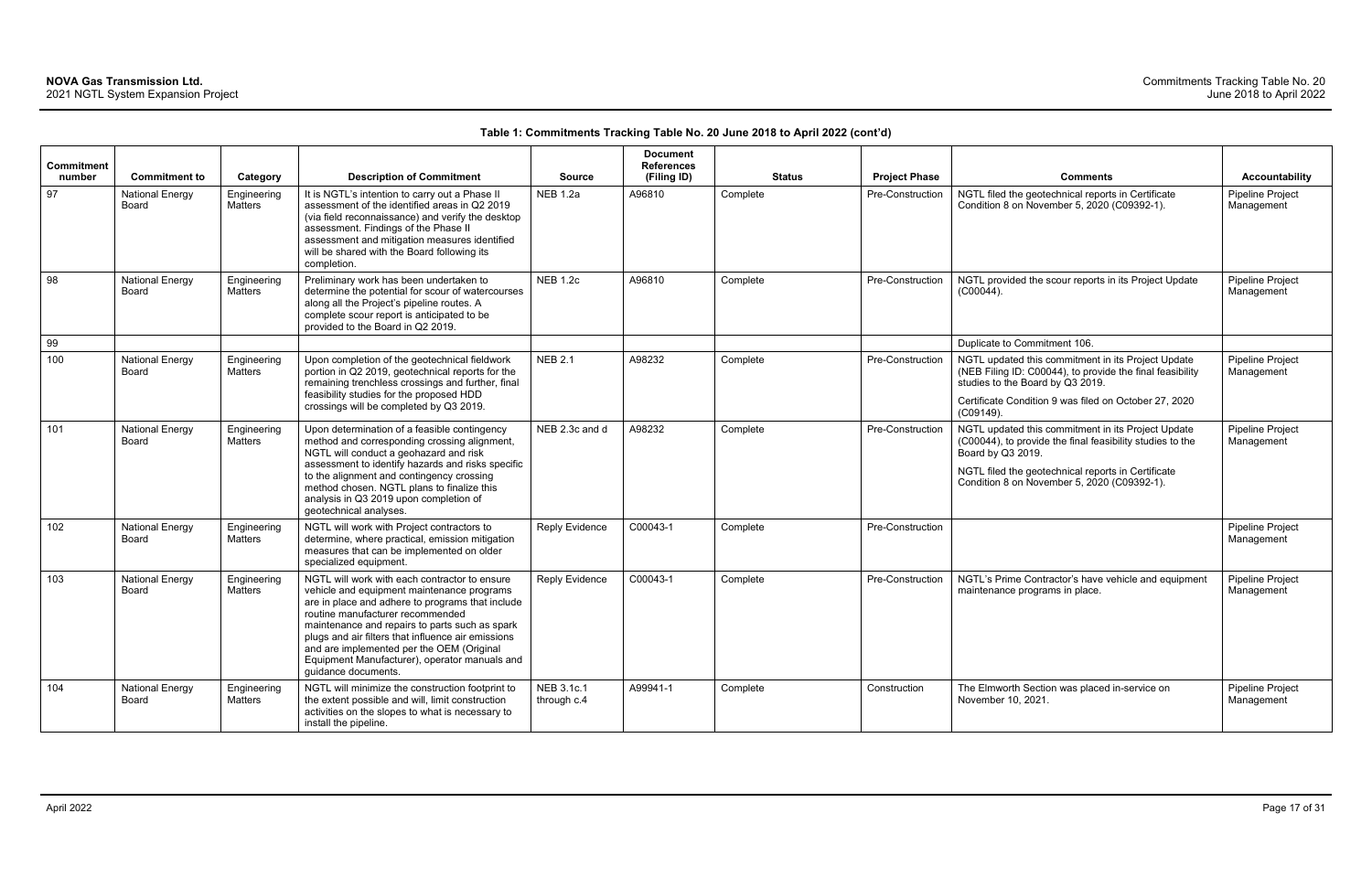**Table 1: Commitments Tracking Table No. 20 June 2018 to April 2022 (cont'd)**

| Commitment number | Commitment to | Category | Description of Commitment | Source | Document References (Filing ID) | Status | Project Phase | Comments | Accountability |
|---|---|---|---|---|---|---|---|---|---|
| 97 | National Energy Board | Engineering Matters | It is NGTL's intention to carry out a Phase II assessment of the identified areas in Q2 2019 (via field reconnaissance) and verify the desktop assessment. Findings of the Phase II assessment and mitigation measures identified will be shared with the Board following its completion. | NEB 1.2a | A96810 | Complete | Pre-Construction | NGTL filed the geotechnical reports in Certificate Condition 8 on November 5, 2020 (C09392-1). | Pipeline Project Management |
| 98 | National Energy Board | Engineering Matters | Preliminary work has been undertaken to determine the potential for scour of watercourses along all the Project's pipeline routes. A complete scour report is anticipated to be provided to the Board in Q2 2019. | NEB 1.2c | A96810 | Complete | Pre-Construction | NGTL provided the scour reports in its Project Update (C00044). | Pipeline Project Management |
| 99 | | | | | | | | Duplicate to Commitment 106. | |
| 100 | National Energy Board | Engineering Matters | Upon completion of the geotechnical fieldwork portion in Q2 2019, geotechnical reports for the remaining trenchless crossings and further, final feasibility studies for the proposed HDD crossings will be completed by Q3 2019. | NEB 2.1 | A98232 | Complete | Pre-Construction | NGTL updated this commitment in its Project Update (NEB Filing ID: C00044), to provide the final feasibility studies to the Board by Q3 2019.<br><br>Certificate Condition 9 was filed on October 27, 2020 (C09149). | Pipeline Project Management |
| 101 | National Energy Board | Engineering Matters | Upon determination of a feasible contingency method and corresponding crossing alignment, NGTL will conduct a geohazard and risk assessment to identify hazards and risks specific to the alignment and contingency crossing method chosen. NGTL plans to finalize this analysis in Q3 2019 upon completion of geotechnical analyses. | NEB 2.3c and d | A98232 | Complete | Pre-Construction | NGTL updated this commitment in its Project Update (C00044), to provide the final feasibility studies to the Board by Q3 2019.<br><br>NGTL filed the geotechnical reports in Certificate Condition 8 on November 5, 2020 (C09392-1). | Pipeline Project Management |
| 102 | National Energy Board | Engineering Matters | NGTL will work with Project contractors to determine, where practical, emission mitigation measures that can be implemented on older specialized equipment. | Reply Evidence | C00043-1 | Complete | Pre-Construction | | Pipeline Project Management |
| 103 | National Energy Board | Engineering Matters | NGTL will work with each contractor to ensure vehicle and equipment maintenance programs are in place and adhere to programs that include routine manufacturer recommended maintenance and repairs to parts such as spark plugs and air filters that influence air emissions and are implemented per the OEM (Original Equipment Manufacturer), operator manuals and guidance documents. | Reply Evidence | C00043-1 | Complete | Pre-Construction | NGTL's Prime Contractor's have vehicle and equipment maintenance programs in place. | Pipeline Project Management |
| 104 | National Energy Board | Engineering Matters | NGTL will minimize the construction footprint to the extent possible and will, limit construction activities on the slopes to what is necessary to install the pipeline. | NEB 3.1c.1 through c.4 | A99941-1 | Complete | Construction | The Elmworth Section was placed in-service on November 10, 2021. | Pipeline Project Management |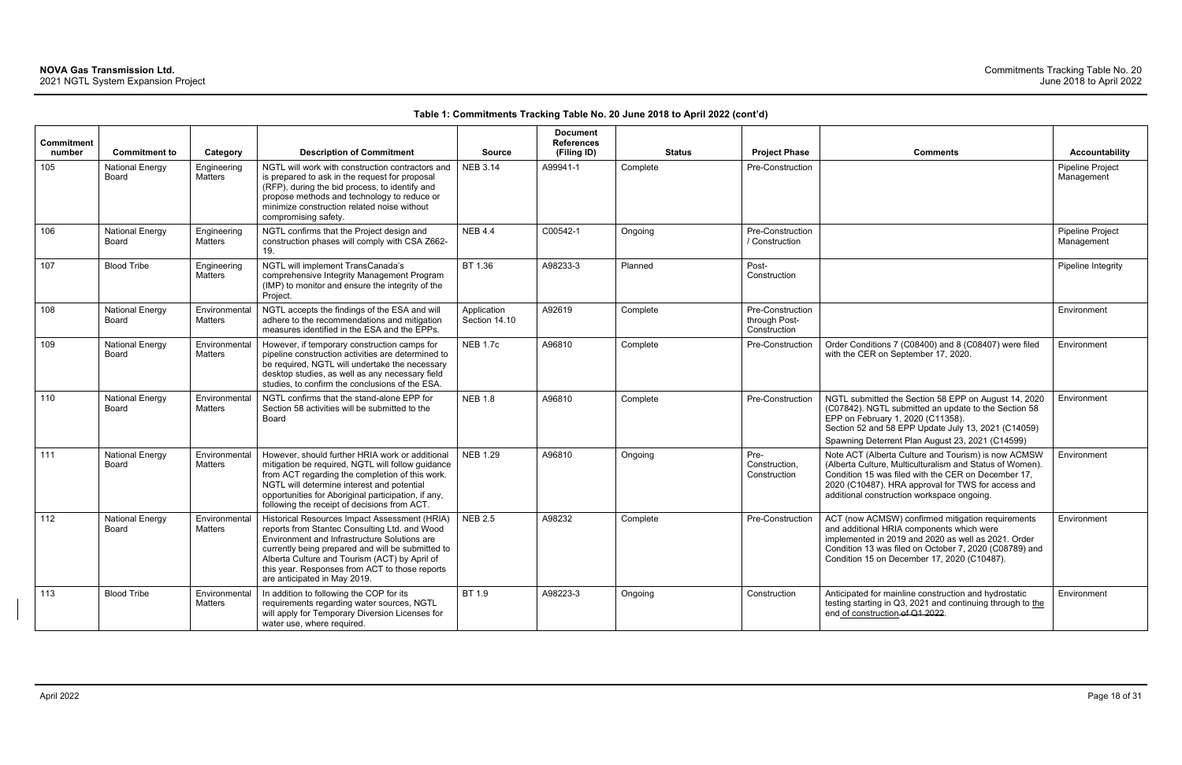**Table 1: Commitments Tracking Table No. 20 June 2018 to April 2022 (cont'd)**

| Commitment number | Commitment to | Category | Description of Commitment | Source | Document References (Filing ID) | Status | Project Phase | Comments | Accountability |
|---|---|---|---|---|---|---|---|---|---|
| 105 | National Energy Board | Engineering Matters | NGTL will work with construction contractors and is prepared to ask in the request for proposal (RFP), during the bid process, to identify and propose methods and technology to reduce or minimize construction related noise without compromising safety. | NEB 3.14 | A99941-1 | Complete | Pre-Construction | | Pipeline Project Management |
| 106 | National Energy Board | Engineering Matters | NGTL confirms that the Project design and construction phases will comply with CSA Z662-19. | NEB 4.4 | C00542-1 | Ongoing | Pre-Construction / Construction | | Pipeline Project Management |
| 107 | Blood Tribe | Engineering Matters | NGTL will implement TransCanada's comprehensive Integrity Management Program (IMP) to monitor and ensure the integrity of the Project. | BT 1.36 | A98233-3 | Planned | Post-Construction | | Pipeline Integrity |
| 108 | National Energy Board | Environmental Matters | NGTL accepts the findings of the ESA and will adhere to the recommendations and mitigation measures identified in the ESA and the EPPs. | Application Section 14.10 | A92619 | Complete | Pre-Construction through Post-Construction | | Environment |
| 109 | National Energy Board | Environmental Matters | However, if temporary construction camps for pipeline construction activities are determined to be required, NGTL will undertake the necessary desktop studies, as well as any necessary field studies, to confirm the conclusions of the ESA. | NEB 1.7c | A96810 | Complete | Pre-Construction | Order Conditions 7 (C08400) and 8 (C08407) were filed with the CER on September 17, 2020. | Environment |
| 110 | National Energy Board | Environmental Matters | NGTL confirms that the stand-alone EPP for Section 58 activities will be submitted to the Board | NEB 1.8 | A96810 | Complete | Pre-Construction | NGTL submitted the Section 58 EPP on August 14, 2020 (C07842). NGTL submitted an update to the Section 58 EPP on February 1, 2020 (C11358). Section 52 and 58 EPP Update July 13, 2021 (C14059) Spawning Deterrent Plan August 23, 2021 (C14599) | Environment |
| 111 | National Energy Board | Environmental Matters | However, should further HRIA work or additional mitigation be required, NGTL will follow guidance from ACT regarding the completion of this work. NGTL will determine interest and potential opportunities for Aboriginal participation, if any, following the receipt of decisions from ACT. | NEB 1.29 | A96810 | Ongoing | Pre-Construction, Construction | Note ACT (Alberta Culture and Tourism) is now ACMSW (Alberta Culture, Multiculturalism and Status of Women). Condition 15 was filed with the CER on December 17, 2020 (C10487). HRA approval for TWS for access and additional construction workspace ongoing. | Environment |
| 112 | National Energy Board | Environmental Matters | Historical Resources Impact Assessment (HRIA) reports from Stantec Consulting Ltd. and Wood Environment and Infrastructure Solutions are currently being prepared and will be submitted to Alberta Culture and Tourism (ACT) by April of this year. Responses from ACT to those reports are anticipated in May 2019. | NEB 2.5 | A98232 | Complete | Pre-Construction | ACT (now ACMSW) confirmed mitigation requirements and additional HRIA components which were implemented in 2019 and 2020 as well as 2021. Order Condition 13 was filed on October 7, 2020 (C08789) and Condition 15 on December 17, 2020 (C10487). | Environment |
| 113 | Blood Tribe | Environmental Matters | In addition to following the COP for its requirements regarding water sources, NGTL will apply for Temporary Diversion Licenses for water use, where required. | BT 1.9 | A98223-3 | Ongoing | Construction | Anticipated for mainline construction and hydrostatic testing starting in Q3, 2021 and continuing through to the end of construction ~~of Q1 2022~~. | Environment |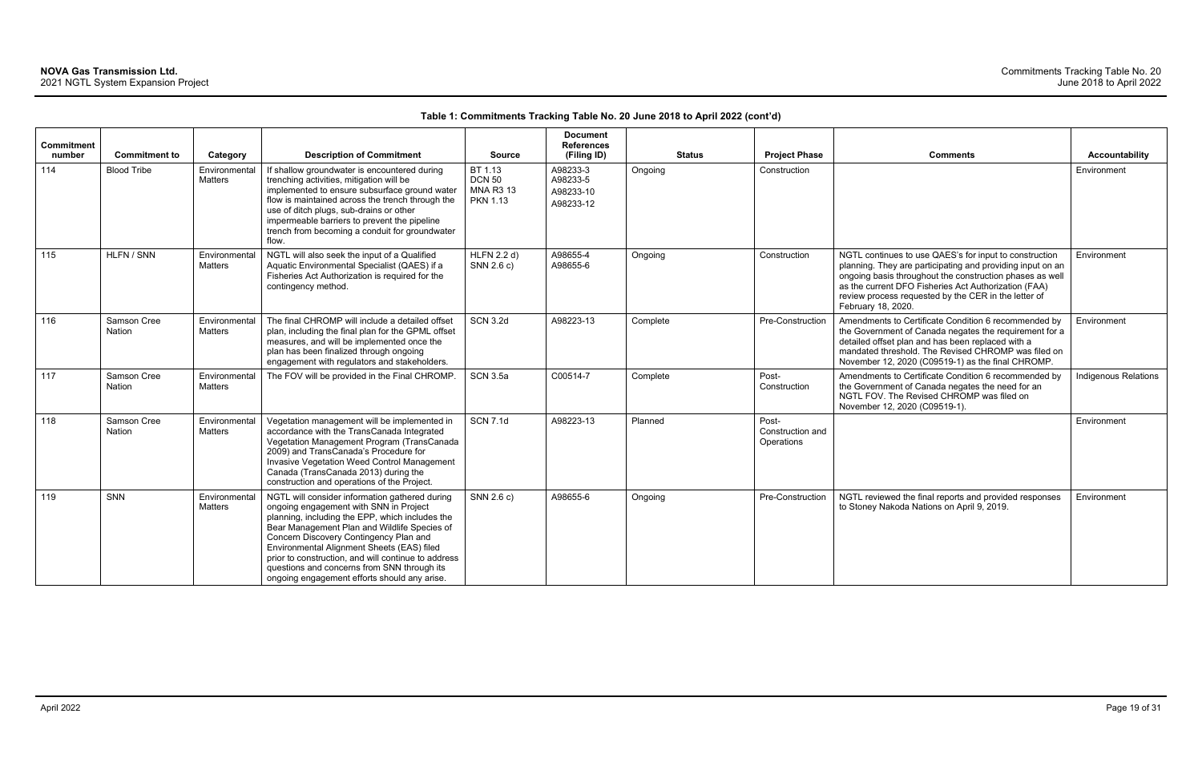**Table 1: Commitments Tracking Table No. 20 June 2018 to April 2022 (cont'd)**

| Commitment number | Commitment to | Category | Description of Commitment | Source | Document References (Filing ID) | Status | Project Phase | Comments | Accountability |
|---|---|---|---|---|---|---|---|---|---|
| 114 | Blood Tribe | Environmental Matters | If shallow groundwater is encountered during trenching activities, mitigation will be implemented to ensure subsurface ground water flow is maintained across the trench through the use of ditch plugs, sub-drains or other impermeable barriers to prevent the pipeline trench from becoming a conduit for groundwater flow. | BT 1.13<br>DCN 50<br>MNA R3 13<br>PKN 1.13 | A98233-3<br>A98233-5<br>A98233-10<br>A98233-12 | Ongoing | Construction | | Environment |
| 115 | HLFN / SNN | Environmental Matters | NGTL will also seek the input of a Qualified Aquatic Environmental Specialist (QAES) if a Fisheries Act Authorization is required for the contingency method. | HLFN 2.2 d)<br>SNN 2.6 c) | A98655-4<br>A98655-6 | Ongoing | Construction | NGTL continues to use QAES's for input to construction planning. They are participating and providing input on an ongoing basis throughout the construction phases as well as the current DFO Fisheries Act Authorization (FAA) review process requested by the CER in the letter of February 18, 2020. | Environment |
| 116 | Samson Cree Nation | Environmental Matters | The final CHROMP will include a detailed offset plan, including the final plan for the GPML offset measures, and will be implemented once the plan has been finalized through ongoing engagement with regulators and stakeholders. | SCN 3.2d | A98223-13 | Complete | Pre-Construction | Amendments to Certificate Condition 6 recommended by the Government of Canada negates the requirement for a detailed offset plan and has been replaced with a mandated threshold. The Revised CHROMP was filed on November 12, 2020 (C09519-1) as the final CHROMP. | Environment |
| 117 | Samson Cree Nation | Environmental Matters | The FOV will be provided in the Final CHROMP. | SCN 3.5a | C00514-7 | Complete | Post-Construction | Amendments to Certificate Condition 6 recommended by the Government of Canada negates the need for an NGTL FOV. The Revised CHROMP was filed on November 12, 2020 (C09519-1). | Indigenous Relations |
| 118 | Samson Cree Nation | Environmental Matters | Vegetation management will be implemented in accordance with the TransCanada Integrated Vegetation Management Program (TransCanada 2009) and TransCanada's Procedure for Invasive Vegetation Weed Control Management Canada (TransCanada 2013) during the construction and operations of the Project. | SCN 7.1d | A98223-13 | Planned | Post-Construction and Operations | | Environment |
| 119 | SNN | Environmental Matters | NGTL will consider information gathered during ongoing engagement with SNN in Project planning, including the EPP, which includes the Bear Management Plan and Wildlife Species of Concern Discovery Contingency Plan and Environmental Alignment Sheets (EAS) filed prior to construction, and will continue to address questions and concerns from SNN through its ongoing engagement efforts should any arise. | SNN 2.6 c) | A98655-6 | Ongoing | Pre-Construction | NGTL reviewed the final reports and provided responses to Stoney Nakoda Nations on April 9, 2019. | Environment |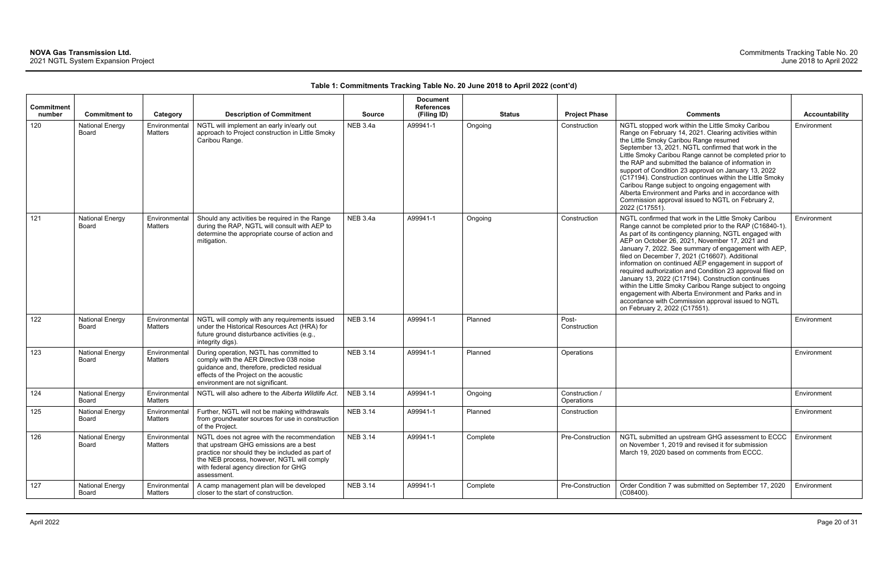**Table 1: Commitments Tracking Table No. 20 June 2018 to April 2022 (cont'd)**

| Commitment number | Commitment to | Category | Description of Commitment | Source | Document References (Filing ID) | Status | Project Phase | Comments | Accountability |
|---|---|---|---|---|---|---|---|---|---|
| 120 | National Energy Board | Environmental Matters | NGTL will implement an early in/early out approach to Project construction in Little Smoky Caribou Range. | NEB 3.4a | A99941-1 | Ongoing | Construction | NGTL stopped work within the Little Smoky Caribou Range on February 14, 2021. Clearing activities within the Little Smoky Caribou Range resumed September 13, 2021. NGTL confirmed that work in the Little Smoky Caribou Range cannot be completed prior to the RAP and submitted the balance of information in support of Condition 23 approval on January 13, 2022 (C17194). Construction continues within the Little Smoky Caribou Range subject to ongoing engagement with Alberta Environment and Parks and in accordance with Commission approval issued to NGTL on February 2, 2022 (C17551). | Environment |
| 121 | National Energy Board | Environmental Matters | Should any activities be required in the Range during the RAP, NGTL will consult with AEP to determine the appropriate course of action and mitigation. | NEB 3.4a | A99941-1 | Ongoing | Construction | NGTL confirmed that work in the Little Smoky Caribou Range cannot be completed prior to the RAP (C16840-1). As part of its contingency planning, NGTL engaged with AEP on October 26, 2021, November 17, 2021 and January 7, 2022. See summary of engagement with AEP, filed on December 7, 2021 (C16607). Additional information on continued AEP engagement in support of required authorization and Condition 23 approval filed on January 13, 2022 (C17194). Construction continues within the Little Smoky Caribou Range subject to ongoing engagement with Alberta Environment and Parks and in accordance with Commission approval issued to NGTL on February 2, 2022 (C17551). | Environment |
| 122 | National Energy Board | Environmental Matters | NGTL will comply with any requirements issued under the Historical Resources Act (HRA) for future ground disturbance activities (e.g., integrity digs). | NEB 3.14 | A99941-1 | Planned | Post-Construction | | Environment |
| 123 | National Energy Board | Environmental Matters | During operation, NGTL has committed to comply with the AER Directive 038 noise guidance and, therefore, predicted residual effects of the Project on the acoustic environment are not significant. | NEB 3.14 | A99941-1 | Planned | Operations | | Environment |
| 124 | National Energy Board | Environmental Matters | NGTL will also adhere to the *Alberta Wildlife Act*. | NEB 3.14 | A99941-1 | Ongoing | Construction / Operations | | Environment |
| 125 | National Energy Board | Environmental Matters | Further, NGTL will not be making withdrawals from groundwater sources for use in construction of the Project. | NEB 3.14 | A99941-1 | Planned | Construction | | Environment |
| 126 | National Energy Board | Environmental Matters | NGTL does not agree with the recommendation that upstream GHG emissions are a best practice nor should they be included as part of the NEB process, however, NGTL will comply with federal agency direction for GHG assessment. | NEB 3.14 | A99941-1 | Complete | Pre-Construction | NGTL submitted an upstream GHG assessment to ECCC on November 1, 2019 and revised it for submission March 19, 2020 based on comments from ECCC. | Environment |
| 127 | National Energy Board | Environmental Matters | A camp management plan will be developed closer to the start of construction. | NEB 3.14 | A99941-1 | Complete | Pre-Construction | Order Condition 7 was submitted on September 17, 2020 (C08400). | Environment |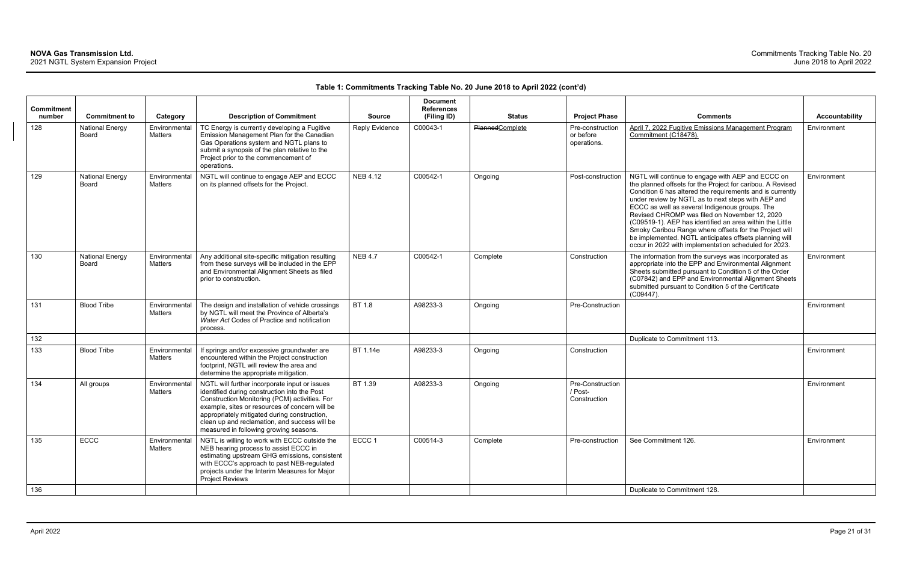**Table 1: Commitments Tracking Table No. 20 June 2018 to April 2022 (cont'd)**

| Commitment number | Commitment to | Category | Description of Commitment | Source | Document References (Filing ID) | Status | Project Phase | Comments | Accountability |
|---|---|---|---|---|---|---|---|---|---|
| 128 | National Energy Board | Environmental Matters | TC Energy is currently developing a Fugitive Emission Management Plan for the Canadian Gas Operations system and NGTL plans to submit a synopsis of the plan relative to the Project prior to the commencement of operations. | Reply Evidence | C00043-1 | ~~Planned~~Complete | Pre-construction or before operations. | April 7, 2022 Fugitive Emissions Management Program Commitment (C18478). | Environment |
| 129 | National Energy Board | Environmental Matters | NGTL will continue to engage AEP and ECCC on its planned offsets for the Project. | NEB 4.12 | C00542-1 | Ongoing | Post-construction | NGTL will continue to engage with AEP and ECCC on the planned offsets for the Project for caribou. A Revised Condition 6 has altered the requirements and is currently under review by NGTL as to next steps with AEP and ECCC as well as several Indigenous groups. The Revised CHROMP was filed on November 12, 2020 (C09519-1). AEP has identified an area within the Little Smoky Caribou Range where offsets for the Project will be implemented. NGTL anticipates offsets planning will occur in 2022 with implementation scheduled for 2023. | Environment |
| 130 | National Energy Board | Environmental Matters | Any additional site-specific mitigation resulting from these surveys will be included in the EPP and Environmental Alignment Sheets as filed prior to construction. | NEB 4.7 | C00542-1 | Complete | Construction | The information from the surveys was incorporated as appropriate into the EPP and Environmental Alignment Sheets submitted pursuant to Condition 5 of the Order (C07842) and EPP and Environmental Alignment Sheets submitted pursuant to Condition 5 of the Certificate (C09447). | Environment |
| 131 | Blood Tribe | Environmental Matters | The design and installation of vehicle crossings by NGTL will meet the Province of Alberta's *Water Act* Codes of Practice and notification process. | BT 1.8 | A98233-3 | Ongoing | Pre-Construction | | Environment |
| 132 | | | | | | | | Duplicate to Commitment 113. | |
| 133 | Blood Tribe | Environmental Matters | If springs and/or excessive groundwater are encountered within the Project construction footprint, NGTL will review the area and determine the appropriate mitigation. | BT 1.14e | A98233-3 | Ongoing | Construction | | Environment |
| 134 | All groups | Environmental Matters | NGTL will further incorporate input or issues identified during construction into the Post Construction Monitoring (PCM) activities. For example, sites or resources of concern will be appropriately mitigated during construction, clean up and reclamation, and success will be measured in following growing seasons. | BT 1.39 | A98233-3 | Ongoing | Pre-Construction / Post-Construction | | Environment |
| 135 | ECCC | Environmental Matters | NGTL is willing to work with ECCC outside the NEB hearing process to assist ECCC in estimating upstream GHG emissions, consistent with ECCC's approach to past NEB-regulated projects under the Interim Measures for Major Project Reviews | ECCC 1 | C00514-3 | Complete | Pre-construction | See Commitment 126. | Environment |
| 136 | | | | | | | | Duplicate to Commitment 128. | |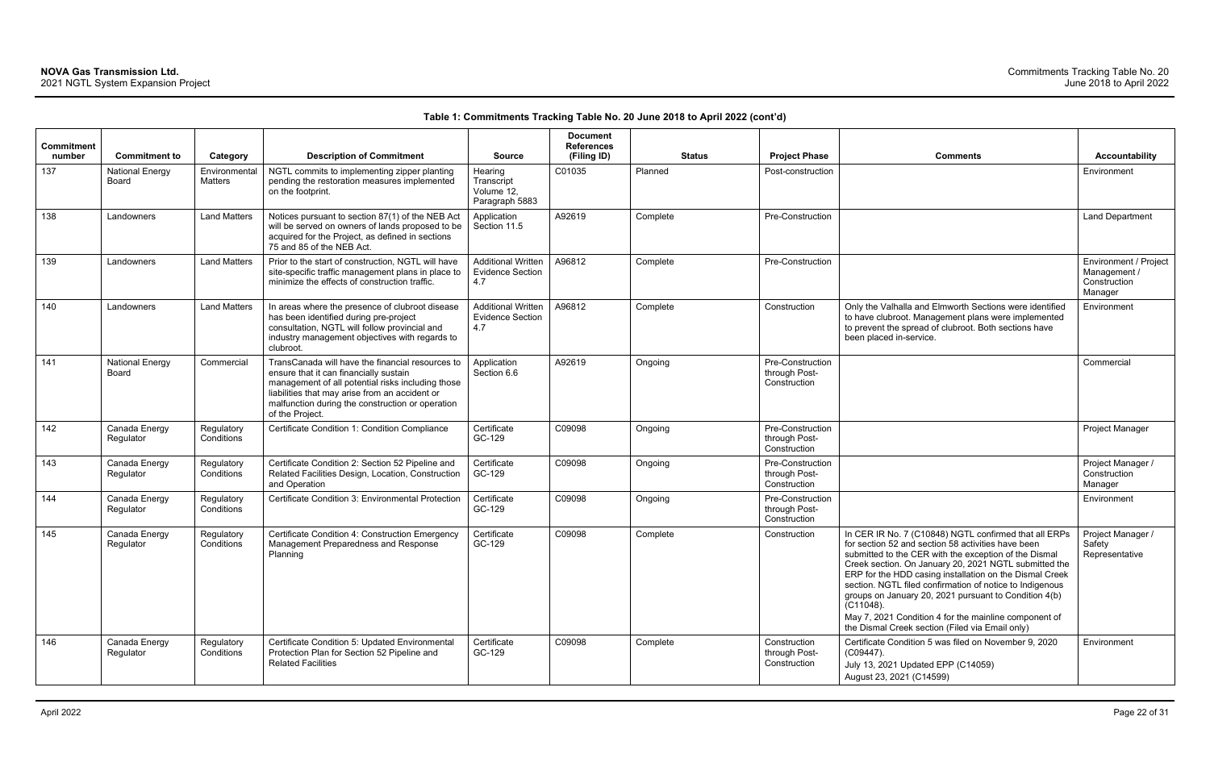**Table 1: Commitments Tracking Table No. 20 June 2018 to April 2022 (cont'd)**

| Commitment number | Commitment to | Category | Description of Commitment | Source | Document References (Filing ID) | Status | Project Phase | Comments | Accountability |
|---|---|---|---|---|---|---|---|---|---|
| 137 | National Energy Board | Environmental Matters | NGTL commits to implementing zipper planting pending the restoration measures implemented on the footprint. | Hearing Transcript Volume 12, Paragraph 5883 | C01035 | Planned | Post-construction | | Environment |
| 138 | Landowners | Land Matters | Notices pursuant to section 87(1) of the NEB Act will be served on owners of lands proposed to be acquired for the Project, as defined in sections 75 and 85 of the NEB Act. | Application Section 11.5 | A92619 | Complete | Pre-Construction | | Land Department |
| 139 | Landowners | Land Matters | Prior to the start of construction, NGTL will have site-specific traffic management plans in place to minimize the effects of construction traffic. | Additional Written Evidence Section 4.7 | A96812 | Complete | Pre-Construction | | Environment / Project Management / Construction Manager |
| 140 | Landowners | Land Matters | In areas where the presence of clubroot disease has been identified during pre-project consultation, NGTL will follow provincial and industry management objectives with regards to clubroot. | Additional Written Evidence Section 4.7 | A96812 | Complete | Construction | Only the Valhalla and Elmworth Sections were identified to have clubroot. Management plans were implemented to prevent the spread of clubroot. Both sections have been placed in-service. | Environment |
| 141 | National Energy Board | Commercial | TransCanada will have the financial resources to ensure that it can financially sustain management of all potential risks including those liabilities that may arise from an accident or malfunction during the construction or operation of the Project. | Application Section 6.6 | A92619 | Ongoing | Pre-Construction through Post-Construction | | Commercial |
| 142 | Canada Energy Regulator | Regulatory Conditions | Certificate Condition 1: Condition Compliance | Certificate GC-129 | C09098 | Ongoing | Pre-Construction through Post-Construction | | Project Manager |
| 143 | Canada Energy Regulator | Regulatory Conditions | Certificate Condition 2: Section 52 Pipeline and Related Facilities Design, Location, Construction and Operation | Certificate GC-129 | C09098 | Ongoing | Pre-Construction through Post-Construction | | Project Manager / Construction Manager |
| 144 | Canada Energy Regulator | Regulatory Conditions | Certificate Condition 3: Environmental Protection | Certificate GC-129 | C09098 | Ongoing | Pre-Construction through Post-Construction | | Environment |
| 145 | Canada Energy Regulator | Regulatory Conditions | Certificate Condition 4: Construction Emergency Management Preparedness and Response Planning | Certificate GC-129 | C09098 | Complete | Construction | In CER IR No. 7 (C10848) NGTL confirmed that all ERPs for section 52 and section 58 activities have been submitted to the CER with the exception of the Dismal Creek section. On January 20, 2021 NGTL submitted the ERP for the HDD casing installation on the Dismal Creek section. NGTL filed confirmation of notice to Indigenous groups on January 20, 2021 pursuant to Condition 4(b) (C11048).<br>May 7, 2021 Condition 4 for the mainline component of the Dismal Creek section (Filed via Email only) | Project Manager / Safety Representative |
| 146 | Canada Energy Regulator | Regulatory Conditions | Certificate Condition 5: Updated Environmental Protection Plan for Section 52 Pipeline and Related Facilities | Certificate GC-129 | C09098 | Complete | Construction through Post-Construction | Certificate Condition 5 was filed on November 9, 2020 (C09447).<br>July 13, 2021 Updated EPP (C14059)<br>August 23, 2021 (C14599) | Environment |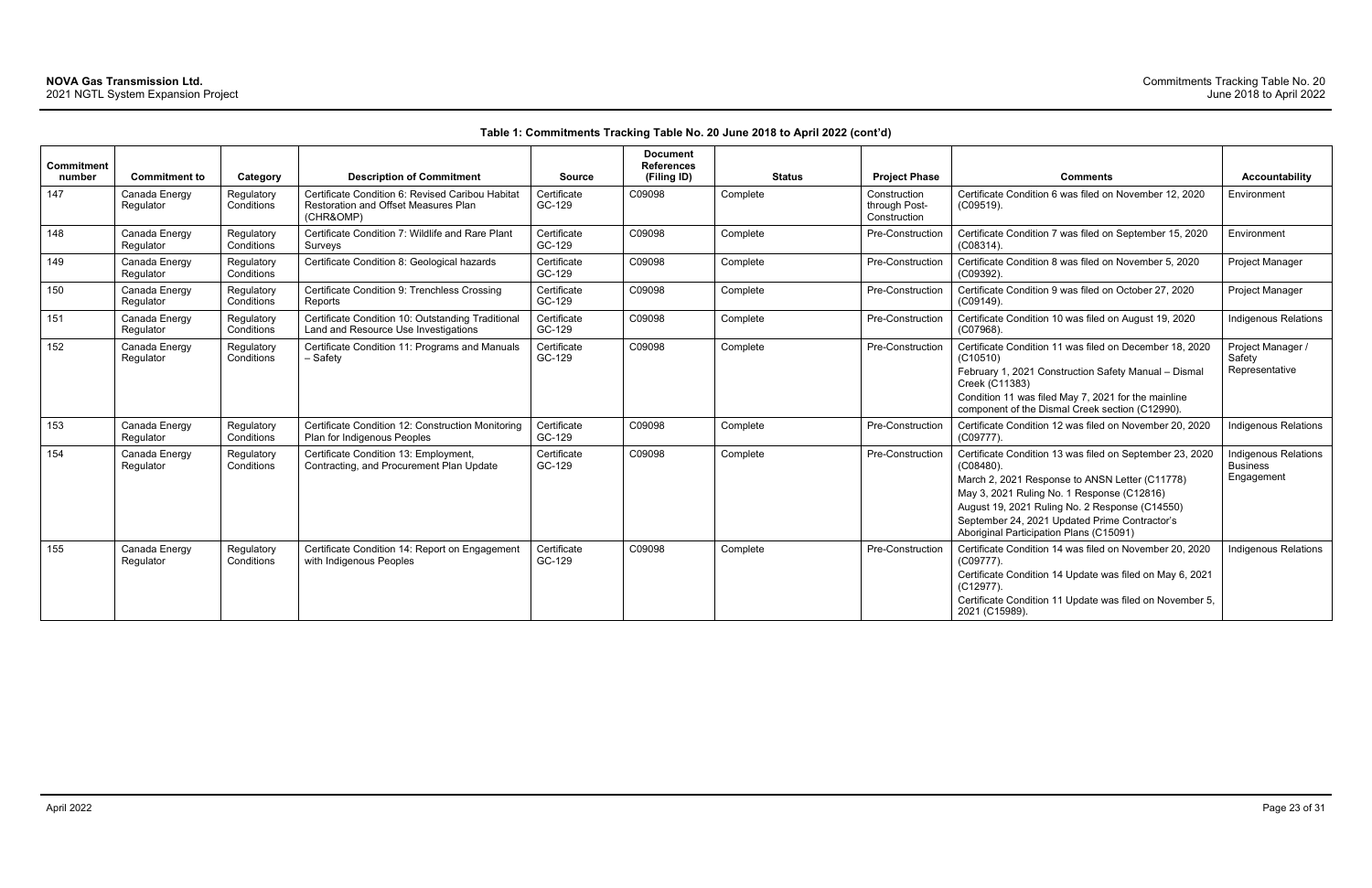**Table 1: Commitments Tracking Table No. 20 June 2018 to April 2022 (cont'd)**

| Commitment number | Commitment to | Category | Description of Commitment | Source | Document References (Filing ID) | Status | Project Phase | Comments | Accountability |
|---|---|---|---|---|---|---|---|---|---|
| 147 | Canada Energy Regulator | Regulatory Conditions | Certificate Condition 6: Revised Caribou Habitat Restoration and Offset Measures Plan (CHR&OMP) | Certificate GC-129 | C09098 | Complete | Construction through Post-Construction | Certificate Condition 6 was filed on November 12, 2020 (C09519). | Environment |
| 148 | Canada Energy Regulator | Regulatory Conditions | Certificate Condition 7: Wildlife and Rare Plant Surveys | Certificate GC-129 | C09098 | Complete | Pre-Construction | Certificate Condition 7 was filed on September 15, 2020 (C08314). | Environment |
| 149 | Canada Energy Regulator | Regulatory Conditions | Certificate Condition 8: Geological hazards | Certificate GC-129 | C09098 | Complete | Pre-Construction | Certificate Condition 8 was filed on November 5, 2020 (C09392). | Project Manager |
| 150 | Canada Energy Regulator | Regulatory Conditions | Certificate Condition 9: Trenchless Crossing Reports | Certificate GC-129 | C09098 | Complete | Pre-Construction | Certificate Condition 9 was filed on October 27, 2020 (C09149). | Project Manager |
| 151 | Canada Energy Regulator | Regulatory Conditions | Certificate Condition 10: Outstanding Traditional Land and Resource Use Investigations | Certificate GC-129 | C09098 | Complete | Pre-Construction | Certificate Condition 10 was filed on August 19, 2020 (C07968). | Indigenous Relations |
| 152 | Canada Energy Regulator | Regulatory Conditions | Certificate Condition 11: Programs and Manuals – Safety | Certificate GC-129 | C09098 | Complete | Pre-Construction | Certificate Condition 11 was filed on December 18, 2020 (C10510)<br>February 1, 2021 Construction Safety Manual – Dismal Creek (C11383)<br>Condition 11 was filed May 7, 2021 for the mainline component of the Dismal Creek section (C12990). | Project Manager / Safety Representative |
| 153 | Canada Energy Regulator | Regulatory Conditions | Certificate Condition 12: Construction Monitoring Plan for Indigenous Peoples | Certificate GC-129 | C09098 | Complete | Pre-Construction | Certificate Condition 12 was filed on November 20, 2020 (C09777). | Indigenous Relations |
| 154 | Canada Energy Regulator | Regulatory Conditions | Certificate Condition 13: Employment, Contracting, and Procurement Plan Update | Certificate GC-129 | C09098 | Complete | Pre-Construction | Certificate Condition 13 was filed on September 23, 2020 (C08480).<br>March 2, 2021 Response to ANSN Letter (C11778)<br>May 3, 2021 Ruling No. 1 Response (C12816)<br>August 19, 2021 Ruling No. 2 Response (C14550)<br>September 24, 2021 Updated Prime Contractor's Aboriginal Participation Plans (C15091) | Indigenous Relations Business Engagement |
| 155 | Canada Energy Regulator | Regulatory Conditions | Certificate Condition 14: Report on Engagement with Indigenous Peoples | Certificate GC-129 | C09098 | Complete | Pre-Construction | Certificate Condition 14 was filed on November 20, 2020 (C09777).<br>Certificate Condition 14 Update was filed on May 6, 2021 (C12977).<br>Certificate Condition 11 Update was filed on November 5, 2021 (C15989). | Indigenous Relations |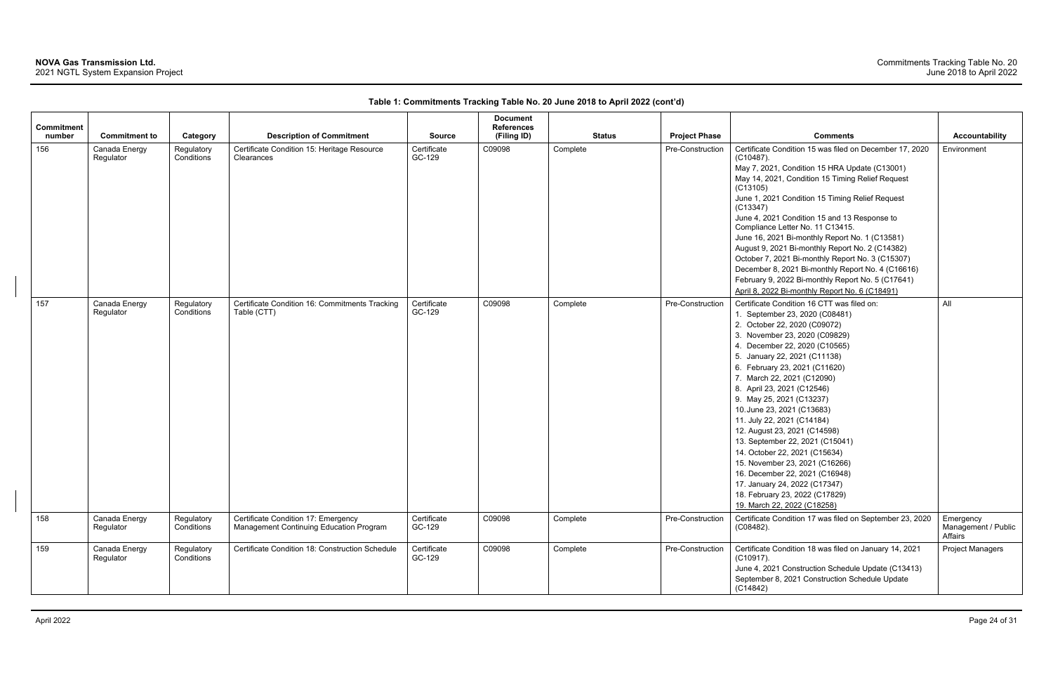**Table 1: Commitments Tracking Table No. 20 June 2018 to April 2022 (cont'd)**

| Commitment number | Commitment to | Category | Description of Commitment | Source | Document References (Filing ID) | Status | Project Phase | Comments | Accountability |
|---|---|---|---|---|---|---|---|---|---|
| 156 | Canada Energy Regulator | Regulatory Conditions | Certificate Condition 15: Heritage Resource Clearances | Certificate GC-129 | C09098 | Complete | Pre-Construction | Certificate Condition 15 was filed on December 17, 2020 (C10487).<br>May 7, 2021, Condition 15 HRA Update (C13001)<br>May 14, 2021, Condition 15 Timing Relief Request (C13105)<br>June 1, 2021 Condition 15 Timing Relief Request (C13347)<br>June 4, 2021 Condition 15 and 13 Response to Compliance Letter No. 11 C13415.<br>June 16, 2021 Bi-monthly Report No. 1 (C13581)<br>August 9, 2021 Bi-monthly Report No. 2 (C14382)<br>October 7, 2021 Bi-monthly Report No. 3 (C15307)<br>December 8, 2021 Bi-monthly Report No. 4 (C16616)<br>February 9, 2022 Bi-monthly Report No. 5 (C17641)<br>April 8, 2022 Bi-monthly Report No. 6 (C18491) | Environment |
| 157 | Canada Energy Regulator | Regulatory Conditions | Certificate Condition 16: Commitments Tracking Table (CTT) | Certificate GC-129 | C09098 | Complete | Pre-Construction | Certificate Condition 16 CTT was filed on:<br>1. September 23, 2020 (C08481)<br>2. October 22, 2020 (C09072)<br>3. November 23, 2020 (C09829)<br>4. December 22, 2020 (C10565)<br>5. January 22, 2021 (C11138)<br>6. February 23, 2021 (C11620)<br>7. March 22, 2021 (C12090)<br>8. April 23, 2021 (C12546)<br>9. May 25, 2021 (C13237)<br>10. June 23, 2021 (C13683)<br>11. July 22, 2021 (C14184)<br>12. August 23, 2021 (C14598)<br>13. September 22, 2021 (C15041)<br>14. October 22, 2021 (C15634)<br>15. November 23, 2021 (C16266)<br>16. December 22, 2021 (C16948)<br>17. January 24, 2022 (C17347)<br>18. February 23, 2022 (C17829)<br>19. March 22, 2022 (C18258) | All |
| 158 | Canada Energy Regulator | Regulatory Conditions | Certificate Condition 17: Emergency Management Continuing Education Program | Certificate GC-129 | C09098 | Complete | Pre-Construction | Certificate Condition 17 was filed on September 23, 2020 (C08482). | Emergency Management / Public Affairs |
| 159 | Canada Energy Regulator | Regulatory Conditions | Certificate Condition 18: Construction Schedule | Certificate GC-129 | C09098 | Complete | Pre-Construction | Certificate Condition 18 was filed on January 14, 2021 (C10917).<br>June 4, 2021 Construction Schedule Update (C13413)<br>September 8, 2021 Construction Schedule Update (C14842) | Project Managers |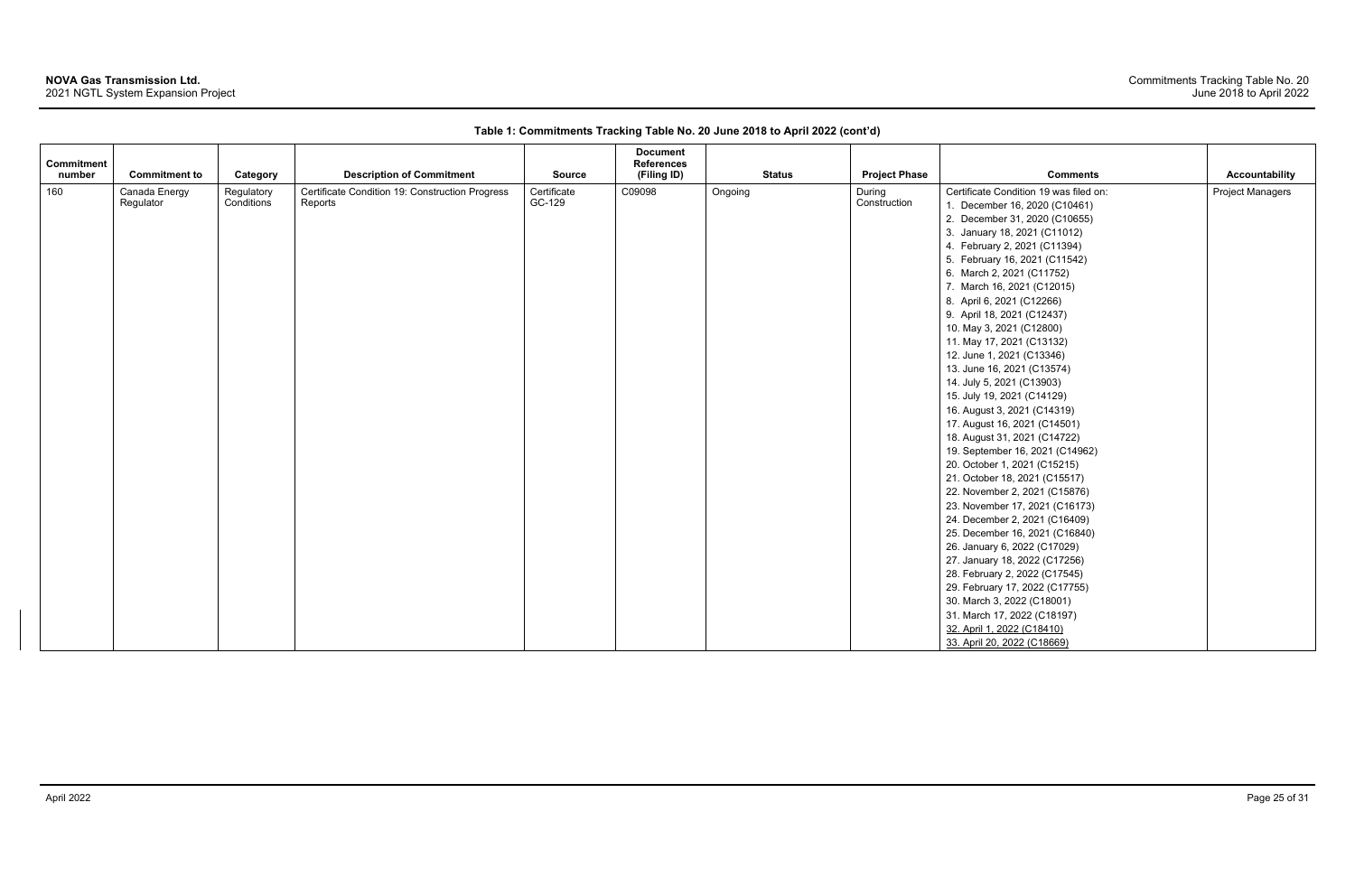**Table 1: Commitments Tracking Table No. 20 June 2018 to April 2022 (cont'd)**

| Commitment number | Commitment to | Category | Description of Commitment | Source | Document References (Filing ID) | Status | Project Phase | Comments | Accountability |
|---|---|---|---|---|---|---|---|---|---|
| 160 | Canada Energy Regulator | Regulatory Conditions | Certificate Condition 19: Construction Progress Reports | Certificate GC-129 | C09098 | Ongoing | During Construction | Certificate Condition 19 was filed on:<br>1. December 16, 2020 (C10461)<br>2. December 31, 2020 (C10655)<br>3. January 18, 2021 (C11012)<br>4. February 2, 2021 (C11394)<br>5. February 16, 2021 (C11542)<br>6. March 2, 2021 (C11752)<br>7. March 16, 2021 (C12015)<br>8. April 6, 2021 (C12266)<br>9. April 18, 2021 (C12437)<br>10. May 3, 2021 (C12800)<br>11. May 17, 2021 (C13132)<br>12. June 1, 2021 (C13346)<br>13. June 16, 2021 (C13574)<br>14. July 5, 2021 (C13903)<br>15. July 19, 2021 (C14129)<br>16. August 3, 2021 (C14319)<br>17. August 16, 2021 (C14501)<br>18. August 31, 2021 (C14722)<br>19. September 16, 2021 (C14962)<br>20. October 1, 2021 (C15215)<br>21. October 18, 2021 (C15517)<br>22. November 2, 2021 (C15876)<br>23. November 17, 2021 (C16173)<br>24. December 2, 2021 (C16409)<br>25. December 16, 2021 (C16840)<br>26. January 6, 2022 (C17029)<br>27. January 18, 2022 (C17256)<br>28. February 2, 2022 (C17545)<br>29. February 17, 2022 (C17755)<br>30. March 3, 2022 (C18001)<br>31. March 17, 2022 (C18197)<br>32. April 1, 2022 (C18410)<br>33. April 20, 2022 (C18669) | Project Managers |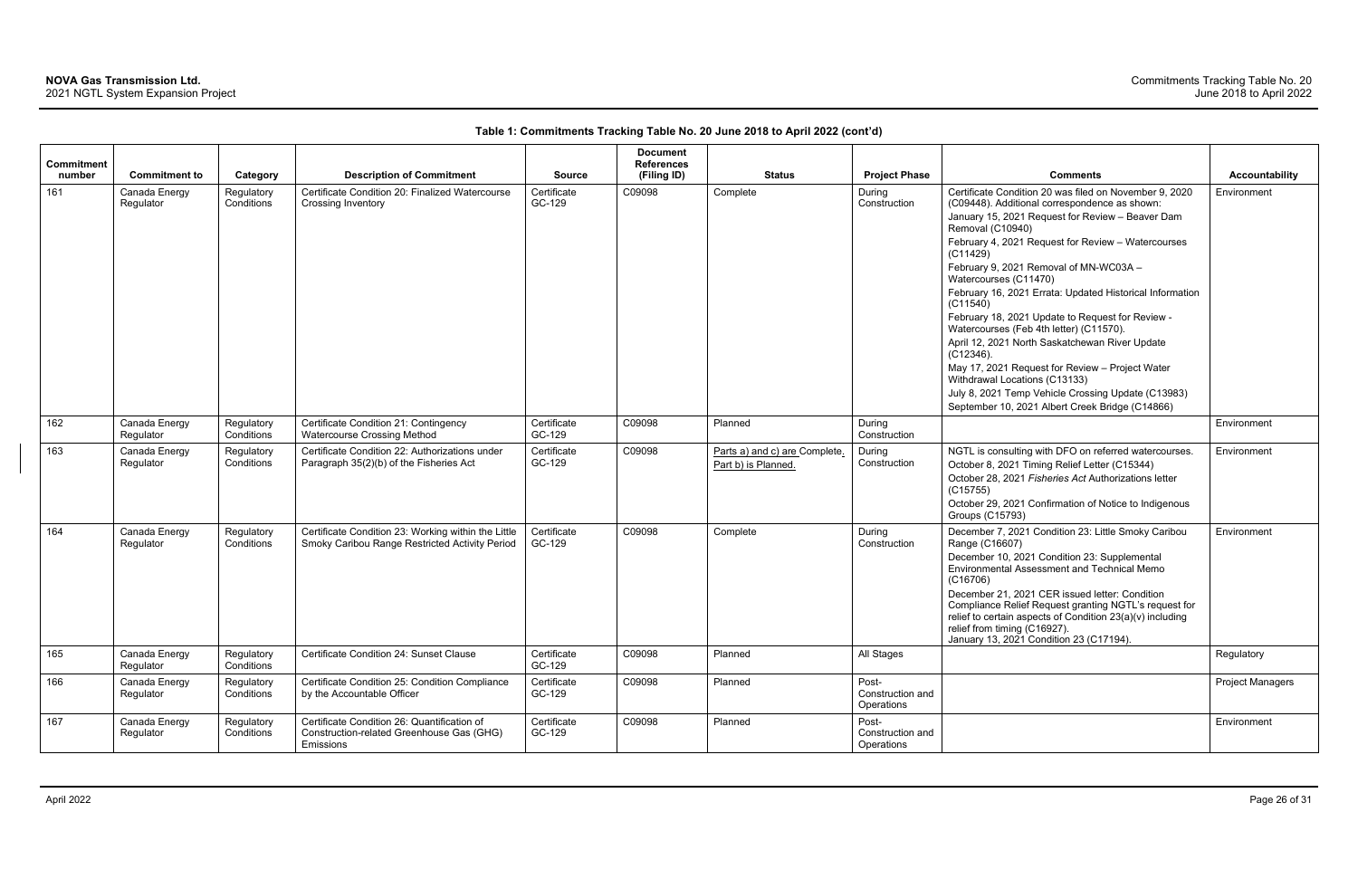**Table 1: Commitments Tracking Table No. 20 June 2018 to April 2022 (cont'd)**

| Commitment number | Commitment to | Category | Description of Commitment | Source | Document References (Filing ID) | Status | Project Phase | Comments | Accountability |
|---|---|---|---|---|---|---|---|---|---|
| 161 | Canada Energy Regulator | Regulatory Conditions | Certificate Condition 20: Finalized Watercourse Crossing Inventory | Certificate GC-129 | C09098 | Complete | During Construction | Certificate Condition 20 was filed on November 9, 2020 (C09448). Additional correspondence as shown:<br>January 15, 2021 Request for Review – Beaver Dam Removal (C10940)<br>February 4, 2021 Request for Review – Watercourses (C11429)<br>February 9, 2021 Removal of MN-WC03A – Watercourses (C11470)<br>February 16, 2021 Errata: Updated Historical Information (C11540)<br>February 18, 2021 Update to Request for Review - Watercourses (Feb 4th letter) (C11570).<br>April 12, 2021 North Saskatchewan River Update (C12346).<br>May 17, 2021 Request for Review – Project Water Withdrawal Locations (C13133)<br>July 8, 2021 Temp Vehicle Crossing Update (C13983)<br>September 10, 2021 Albert Creek Bridge (C14866) | Environment |
| 162 | Canada Energy Regulator | Regulatory Conditions | Certificate Condition 21: Contingency Watercourse Crossing Method | Certificate GC-129 | C09098 | Planned | During Construction | | Environment |
| 163 | Canada Energy Regulator | Regulatory Conditions | Certificate Condition 22: Authorizations under Paragraph 35(2)(b) of the Fisheries Act | Certificate GC-129 | C09098 | Parts a) and c) are Complete. Part b) is Planned. | During Construction | NGTL is consulting with DFO on referred watercourses.<br>October 8, 2021 Timing Relief Letter (C15344)<br>October 28, 2021 *Fisheries Act* Authorizations letter (C15755)<br>October 29, 2021 Confirmation of Notice to Indigenous Groups (C15793) | Environment |
| 164 | Canada Energy Regulator | Regulatory Conditions | Certificate Condition 23: Working within the Little Smoky Caribou Range Restricted Activity Period | Certificate GC-129 | C09098 | Complete | During Construction | December 7, 2021 Condition 23: Little Smoky Caribou Range (C16607)<br>December 10, 2021 Condition 23: Supplemental Environmental Assessment and Technical Memo (C16706)<br>December 21, 2021 CER issued letter: Condition Compliance Relief Request granting NGTL's request for relief to certain aspects of Condition 23(a)(v) including relief from timing (C16927).<br>January 13, 2021 Condition 23 (C17194). | Environment |
| 165 | Canada Energy Regulator | Regulatory Conditions | Certificate Condition 24: Sunset Clause | Certificate GC-129 | C09098 | Planned | All Stages | | Regulatory |
| 166 | Canada Energy Regulator | Regulatory Conditions | Certificate Condition 25: Condition Compliance by the Accountable Officer | Certificate GC-129 | C09098 | Planned | Post-Construction and Operations | | Project Managers |
| 167 | Canada Energy Regulator | Regulatory Conditions | Certificate Condition 26: Quantification of Construction-related Greenhouse Gas (GHG) Emissions | Certificate GC-129 | C09098 | Planned | Post-Construction and Operations | | Environment |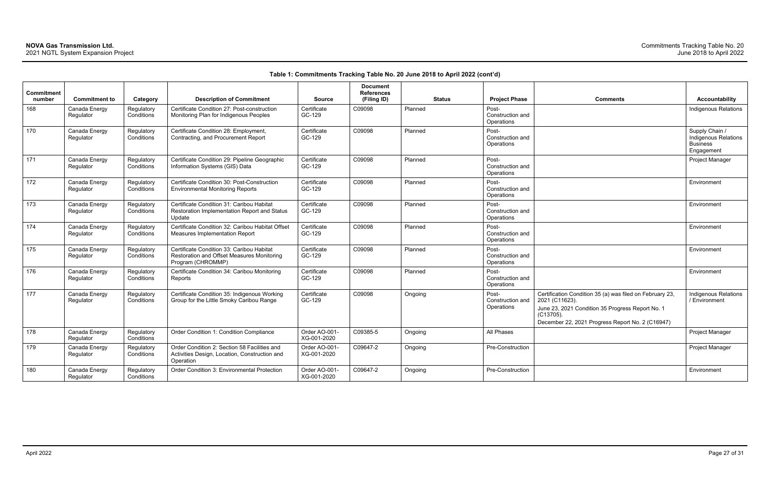**Table 1: Commitments Tracking Table No. 20 June 2018 to April 2022 (cont'd)**

| Commitment number | Commitment to | Category | Description of Commitment | Source | Document References (Filing ID) | Status | Project Phase | Comments | Accountability |
|---|---|---|---|---|---|---|---|---|---|
| 168 | Canada Energy Regulator | Regulatory Conditions | Certificate Condition 27: Post-construction Monitoring Plan for Indigenous Peoples | Certificate GC-129 | C09098 | Planned | Post-Construction and Operations | | Indigenous Relations |
| 170 | Canada Energy Regulator | Regulatory Conditions | Certificate Condition 28: Employment, Contracting, and Procurement Report | Certificate GC-129 | C09098 | Planned | Post-Construction and Operations | | Supply Chain / Indigenous Relations Business Engagement |
| 171 | Canada Energy Regulator | Regulatory Conditions | Certificate Condition 29: Pipeline Geographic Information Systems (GIS) Data | Certificate GC-129 | C09098 | Planned | Post-Construction and Operations | | Project Manager |
| 172 | Canada Energy Regulator | Regulatory Conditions | Certificate Condition 30: Post-Construction Environmental Monitoring Reports | Certificate GC-129 | C09098 | Planned | Post-Construction and Operations | | Environment |
| 173 | Canada Energy Regulator | Regulatory Conditions | Certificate Condition 31: Caribou Habitat Restoration Implementation Report and Status Update | Certificate GC-129 | C09098 | Planned | Post-Construction and Operations | | Environment |
| 174 | Canada Energy Regulator | Regulatory Conditions | Certificate Condition 32: Caribou Habitat Offset Measures Implementation Report | Certificate GC-129 | C09098 | Planned | Post-Construction and Operations | | Environment |
| 175 | Canada Energy Regulator | Regulatory Conditions | Certificate Condition 33: Caribou Habitat Restoration and Offset Measures Monitoring Program (CHROMMP) | Certificate GC-129 | C09098 | Planned | Post-Construction and Operations | | Environment |
| 176 | Canada Energy Regulator | Regulatory Conditions | Certificate Condition 34: Caribou Monitoring Reports | Certificate GC-129 | C09098 | Planned | Post-Construction and Operations | | Environment |
| 177 | Canada Energy Regulator | Regulatory Conditions | Certificate Condition 35: Indigenous Working Group for the Little Smoky Caribou Range | Certificate GC-129 | C09098 | Ongoing | Post-Construction and Operations | Certification Condition 35 (a) was filed on February 23, 2021 (C11623).<br>June 23, 2021 Condition 35 Progress Report No. 1 (C13705).<br>December 22, 2021 Progress Report No. 2 (C16947) | Indigenous Relations / Environment |
| 178 | Canada Energy Regulator | Regulatory Conditions | Order Condition 1: Condition Compliance | Order AO-001-XG-001-2020 | C09385-5 | Ongoing | All Phases | | Project Manager |
| 179 | Canada Energy Regulator | Regulatory Conditions | Order Condition 2: Section 58 Facilities and Activities Design, Location, Construction and Operation | Order AO-001-XG-001-2020 | C09647-2 | Ongoing | Pre-Construction | | Project Manager |
| 180 | Canada Energy Regulator | Regulatory Conditions | Order Condition 3: Environmental Protection | Order AO-001-XG-001-2020 | C09647-2 | Ongoing | Pre-Construction | | Environment |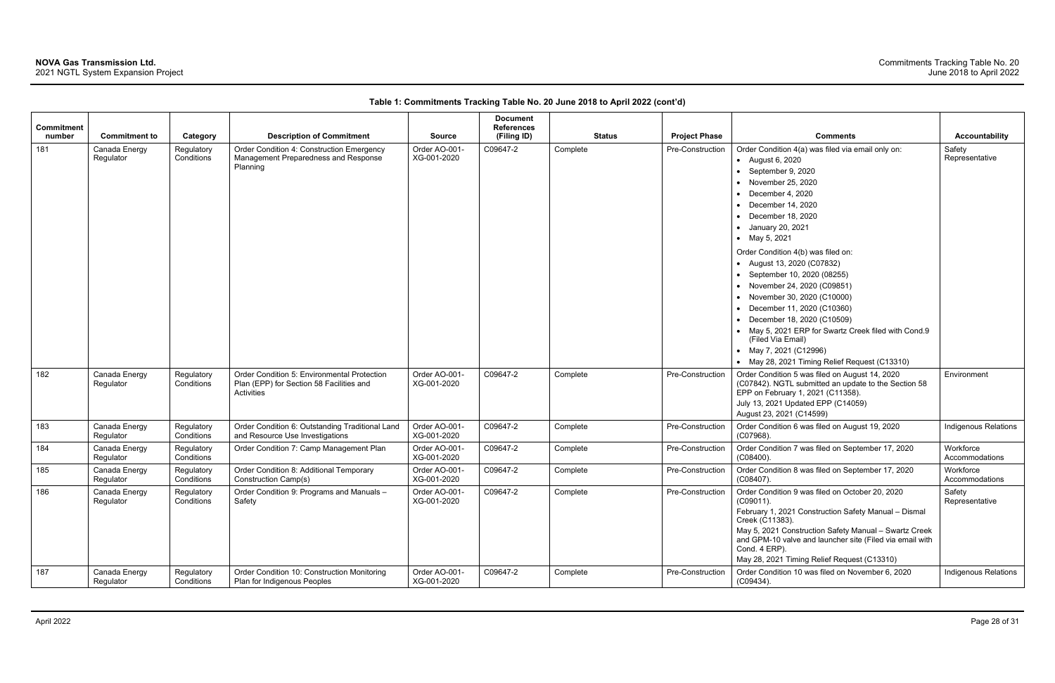**Table 1: Commitments Tracking Table No. 20 June 2018 to April 2022 (cont'd)**

| Commitment number | Commitment to | Category | Description of Commitment | Source | Document References (Filing ID) | Status | Project Phase | Comments | Accountability |
|---|---|---|---|---|---|---|---|---|---|
| 181 | Canada Energy Regulator | Regulatory Conditions | Order Condition 4: Construction Emergency Management Preparedness and Response Planning | Order AO-001-XG-001-2020 | C09647-2 | Complete | Pre-Construction | Order Condition 4(a) was filed via email only on:<br>• August 6, 2020<br>• September 9, 2020<br>• November 25, 2020<br>• December 4, 2020<br>• December 14, 2020<br>• December 18, 2020<br>• January 20, 2021<br>• May 5, 2021<br>Order Condition 4(b) was filed on:<br>• August 13, 2020 (C07832)<br>• September 10, 2020 (08255)<br>• November 24, 2020 (C09851)<br>• November 30, 2020 (C10000)<br>• December 11, 2020 (C10360)<br>• December 18, 2020 (C10509)<br>• May 5, 2021 ERP for Swartz Creek filed with Cond.9 (Filed Via Email)<br>• May 7, 2021 (C12996)<br>• May 28, 2021 Timing Relief Request (C13310) | Safety Representative |
| 182 | Canada Energy Regulator | Regulatory Conditions | Order Condition 5: Environmental Protection Plan (EPP) for Section 58 Facilities and Activities | Order AO-001-XG-001-2020 | C09647-2 | Complete | Pre-Construction | Order Condition 5 was filed on August 14, 2020 (C07842). NGTL submitted an update to the Section 58 EPP on February 1, 2021 (C11358).<br>July 13, 2021 Updated EPP (C14059)<br>August 23, 2021 (C14599) | Environment |
| 183 | Canada Energy Regulator | Regulatory Conditions | Order Condition 6: Outstanding Traditional Land and Resource Use Investigations | Order AO-001-XG-001-2020 | C09647-2 | Complete | Pre-Construction | Order Condition 6 was filed on August 19, 2020 (C07968). | Indigenous Relations |
| 184 | Canada Energy Regulator | Regulatory Conditions | Order Condition 7: Camp Management Plan | Order AO-001-XG-001-2020 | C09647-2 | Complete | Pre-Construction | Order Condition 7 was filed on September 17, 2020 (C08400). | Workforce Accommodations |
| 185 | Canada Energy Regulator | Regulatory Conditions | Order Condition 8: Additional Temporary Construction Camp(s) | Order AO-001-XG-001-2020 | C09647-2 | Complete | Pre-Construction | Order Condition 8 was filed on September 17, 2020 (C08407). | Workforce Accommodations |
| 186 | Canada Energy Regulator | Regulatory Conditions | Order Condition 9: Programs and Manuals – Safety | Order AO-001-XG-001-2020 | C09647-2 | Complete | Pre-Construction | Order Condition 9 was filed on October 20, 2020 (C09011).<br>February 1, 2021 Construction Safety Manual – Dismal Creek (C11383).<br>May 5, 2021 Construction Safety Manual – Swartz Creek and GPM-10 valve and launcher site (Filed via email with Cond. 4 ERP).<br>May 28, 2021 Timing Relief Request (C13310) | Safety Representative |
| 187 | Canada Energy Regulator | Regulatory Conditions | Order Condition 10: Construction Monitoring Plan for Indigenous Peoples | Order AO-001-XG-001-2020 | C09647-2 | Complete | Pre-Construction | Order Condition 10 was filed on November 6, 2020 (C09434). | Indigenous Relations |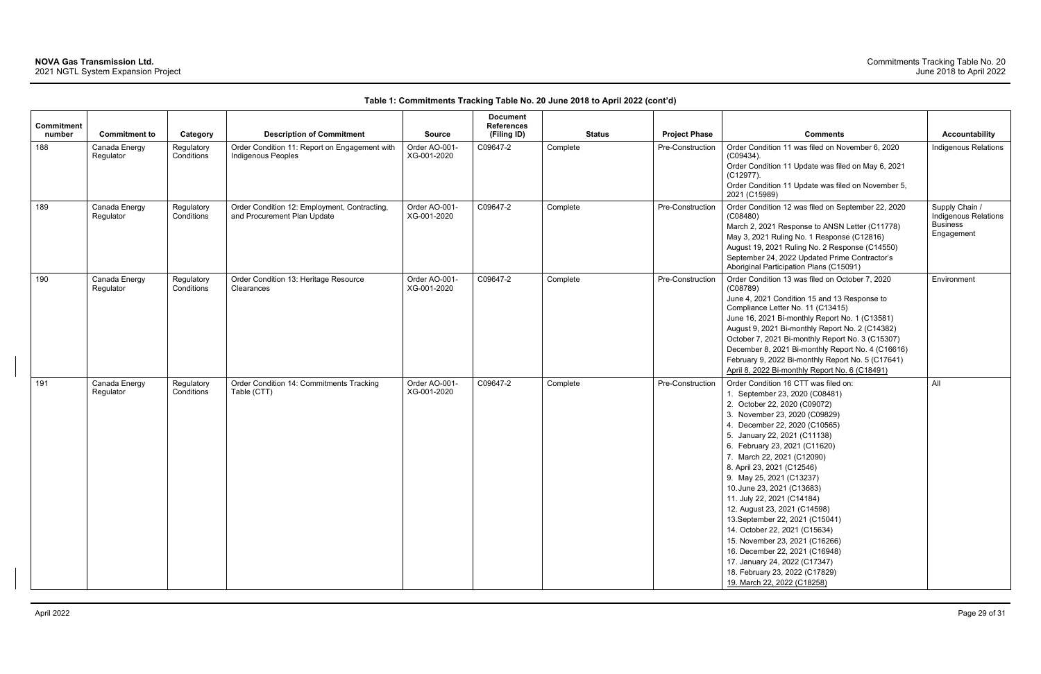**Table 1: Commitments Tracking Table No. 20 June 2018 to April 2022 (cont'd)**

| Commitment number | Commitment to | Category | Description of Commitment | Source | Document References (Filing ID) | Status | Project Phase | Comments | Accountability |
|---|---|---|---|---|---|---|---|---|---|
| 188 | Canada Energy Regulator | Regulatory Conditions | Order Condition 11: Report on Engagement with Indigenous Peoples | Order AO-001-XG-001-2020 | C09647-2 | Complete | Pre-Construction | Order Condition 11 was filed on November 6, 2020 (C09434).<br>Order Condition 11 Update was filed on May 6, 2021 (C12977).<br>Order Condition 11 Update was filed on November 5, 2021 (C15989) | Indigenous Relations |
| 189 | Canada Energy Regulator | Regulatory Conditions | Order Condition 12: Employment, Contracting, and Procurement Plan Update | Order AO-001-XG-001-2020 | C09647-2 | Complete | Pre-Construction | Order Condition 12 was filed on September 22, 2020 (C08480)<br>March 2, 2021 Response to ANSN Letter (C11778)<br>May 3, 2021 Ruling No. 1 Response (C12816)<br>August 19, 2021 Ruling No. 2 Response (C14550)<br>September 24, 2022 Updated Prime Contractor's Aboriginal Participation Plans (C15091) | Supply Chain / Indigenous Relations Business Engagement |
| 190 | Canada Energy Regulator | Regulatory Conditions | Order Condition 13: Heritage Resource Clearances | Order AO-001-XG-001-2020 | C09647-2 | Complete | Pre-Construction | Order Condition 13 was filed on October 7, 2020 (C08789)<br>June 4, 2021 Condition 15 and 13 Response to Compliance Letter No. 11 (C13415)<br>June 16, 2021 Bi-monthly Report No. 1 (C13581)<br>August 9, 2021 Bi-monthly Report No. 2 (C14382)<br>October 7, 2021 Bi-monthly Report No. 3 (C15307)<br>December 8, 2021 Bi-monthly Report No. 4 (C16616)<br>February 9, 2022 Bi-monthly Report No. 5 (C17641)<br>April 8, 2022 Bi-monthly Report No. 6 (C18491) | Environment |
| 191 | Canada Energy Regulator | Regulatory Conditions | Order Condition 14: Commitments Tracking Table (CTT) | Order AO-001-XG-001-2020 | C09647-2 | Complete | Pre-Construction | Order Condition 16 CTT was filed on:<br>1. September 23, 2020 (C08481)<br>2. October 22, 2020 (C09072)<br>3. November 23, 2020 (C09829)<br>4. December 22, 2020 (C10565)<br>5. January 22, 2021 (C11138)<br>6. February 23, 2021 (C11620)<br>7. March 22, 2021 (C12090)<br>8. April 23, 2021 (C12546)<br>9. May 25, 2021 (C13237)<br>10. June 23, 2021 (C13683)<br>11. July 22, 2021 (C14184)<br>12. August 23, 2021 (C14598)<br>13. September 22, 2021 (C15041)<br>14. October 22, 2021 (C15634)<br>15. November 23, 2021 (C16266)<br>16. December 22, 2021 (C16948)<br>17. January 24, 2022 (C17347)<br>18. February 23, 2022 (C17829)<br>19. March 22, 2022 (C18258) | All |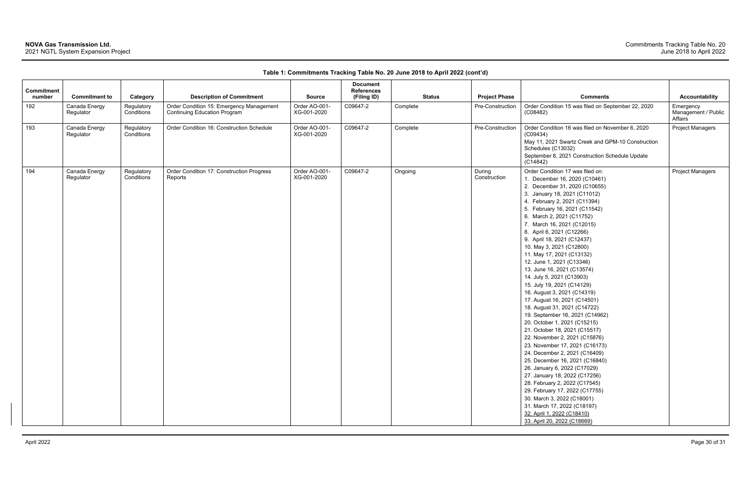**Table 1: Commitments Tracking Table No. 20 June 2018 to April 2022 (cont'd)**

| Commitment number | Commitment to | Category | Description of Commitment | Source | Document References (Filing ID) | Status | Project Phase | Comments | Accountability |
|---|---|---|---|---|---|---|---|---|---|
| 192 | Canada Energy Regulator | Regulatory Conditions | Order Condition 15: Emergency Management Continuing Education Program | Order AO-001-XG-001-2020 | C09647-2 | Complete | Pre-Construction | Order Condition 15 was filed on September 22, 2020 (C08482) | Emergency Management / Public Affairs |
| 193 | Canada Energy Regulator | Regulatory Conditions | Order Condition 16: Construction Schedule | Order AO-001-XG-001-2020 | C09647-2 | Complete | Pre-Construction | Order Condition 16 was filed on November 6, 2020 (C09434)<br>May 11, 2021 Swartz Creek and GPM-10 Construction Schedules (C13032)<br>September 8, 2021 Construction Schedule Update (C14842) | Project Managers |
| 194 | Canada Energy Regulator | Regulatory Conditions | Order Condition 17: Construction Progress Reports | Order AO-001-XG-001-2020 | C09647-2 | Ongoing | During Construction | Order Condition 17 was filed on:<br>1. December 16, 2020 (C10461)<br>2. December 31, 2020 (C10655)<br>3. January 18, 2021 (C11012)<br>4. February 2, 2021 (C11394)<br>5. February 16, 2021 (C11542)<br>6. March 2, 2021 (C11752)<br>7. March 16, 2021 (C12015)<br>8. April 6, 2021 (C12266)<br>9. April 18, 2021 (C12437)<br>10. May 3, 2021 (C12800)<br>11. May 17, 2021 (C13132)<br>12. June 1, 2021 (C13346)<br>13. June 16, 2021 (C13574)<br>14. July 5, 2021 (C13903)<br>15. July 19, 2021 (C14129)<br>16. August 3, 2021 (C14319)<br>17. August 16, 2021 (C14501)<br>18. August 31, 2021 (C14722)<br>19. September 16, 2021 (C14962)<br>20. October 1, 2021 (C15215)<br>21. October 18, 2021 (C15517)<br>22. November 2, 2021 (C15876)<br>23. November 17, 2021 (C16173)<br>24. December 2, 2021 (C16409)<br>25. December 16, 2021 (C16840)<br>26. January 6, 2022 (C17029)<br>27. January 18, 2022 (C17256)<br>28. February 2, 2022 (C17545)<br>29. February 17, 2022 (C17755)<br>30. March 3, 2022 (C18001)<br>31. March 17, 2022 (C18197)<br>32. April 1, 2022 (C18410)<br>33. April 20, 2022 (C18669) | Project Managers |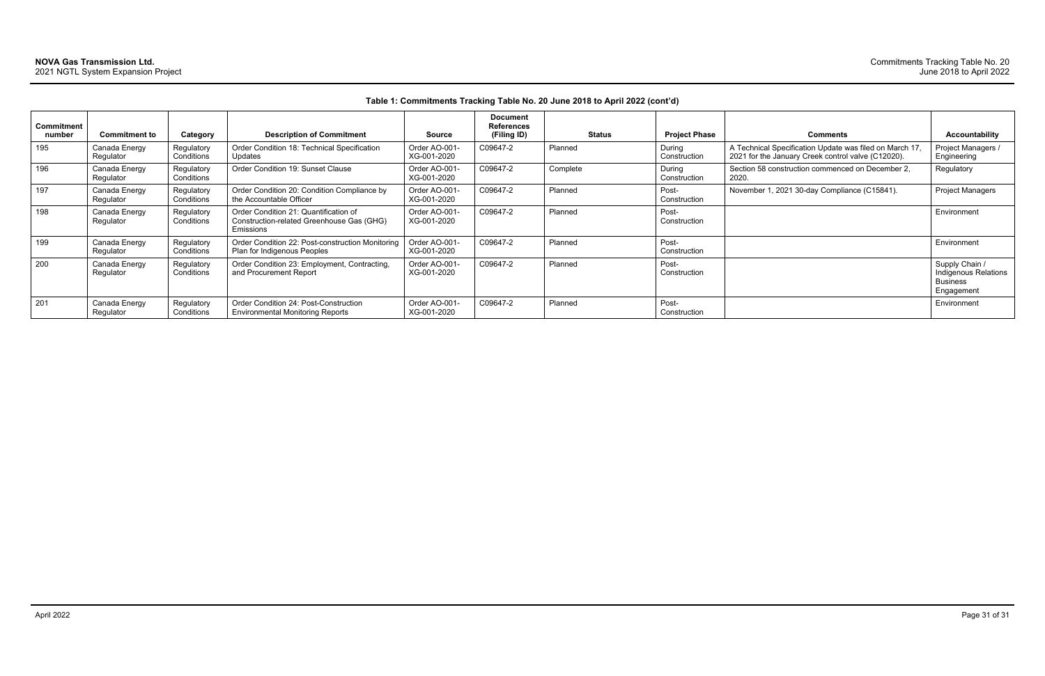**Table 1: Commitments Tracking Table No. 20 June 2018 to April 2022 (cont'd)**

| Commitment number | Commitment to | Category | Description of Commitment | Source | Document References (Filing ID) | Status | Project Phase | Comments | Accountability |
|---|---|---|---|---|---|---|---|---|---|
| 195 | Canada Energy Regulator | Regulatory Conditions | Order Condition 18: Technical Specification Updates | Order AO-001-XG-001-2020 | C09647-2 | Planned | During Construction | A Technical Specification Update was filed on March 17, 2021 for the January Creek control valve (C12020). | Project Managers / Engineering |
| 196 | Canada Energy Regulator | Regulatory Conditions | Order Condition 19: Sunset Clause | Order AO-001-XG-001-2020 | C09647-2 | Complete | During Construction | Section 58 construction commenced on December 2, 2020. | Regulatory |
| 197 | Canada Energy Regulator | Regulatory Conditions | Order Condition 20: Condition Compliance by the Accountable Officer | Order AO-001-XG-001-2020 | C09647-2 | Planned | Post-Construction | November 1, 2021 30-day Compliance (C15841). | Project Managers |
| 198 | Canada Energy Regulator | Regulatory Conditions | Order Condition 21: Quantification of Construction-related Greenhouse Gas (GHG) Emissions | Order AO-001-XG-001-2020 | C09647-2 | Planned | Post-Construction | | Environment |
| 199 | Canada Energy Regulator | Regulatory Conditions | Order Condition 22: Post-construction Monitoring Plan for Indigenous Peoples | Order AO-001-XG-001-2020 | C09647-2 | Planned | Post-Construction | | Environment |
| 200 | Canada Energy Regulator | Regulatory Conditions | Order Condition 23: Employment, Contracting, and Procurement Report | Order AO-001-XG-001-2020 | C09647-2 | Planned | Post-Construction | | Supply Chain / Indigenous Relations Business Engagement |
| 201 | Canada Energy Regulator | Regulatory Conditions | Order Condition 24: Post-Construction Environmental Monitoring Reports | Order AO-001-XG-001-2020 | C09647-2 | Planned | Post-Construction | | Environment |